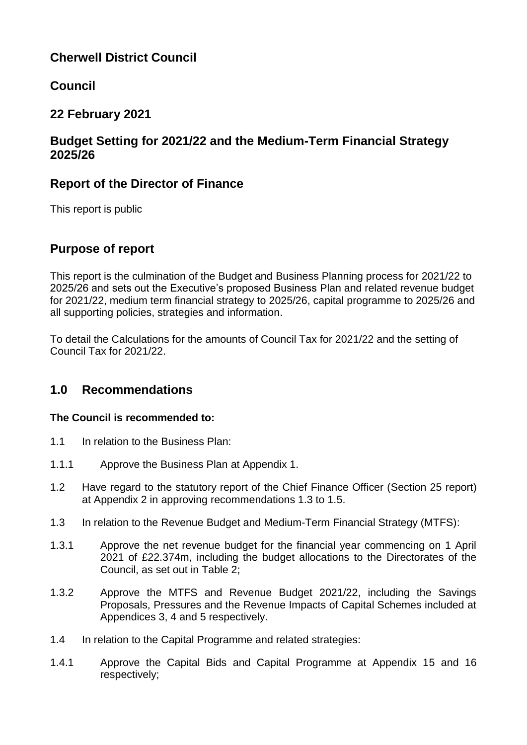## Cherwell District Council

## Council

## 22 February 2021

## Budget Setting for 2021/22 and the Medium-Term Financial Strategy 2025/26

## Report of the Director of Finance

This report is public

## Purpose of report

This report is the culmination of the Budget and Business Planning process for 2021/22 to 2025/26 and sets out the Executive's proposed Business Plan and related revenue budget for 2021/22, medium term financial strategy to 2025/26, capital programme to 2025/26 and all supporting policies, strategies and information.

To detail the Calculations for the amounts of Council Tax for 2021/22 and the setting of Council Tax for 2021/22.

## 1.0 Recommendations

**The Council is recommended to:**

1.1 In relation to the Business Plan:

1.1.1 Approve the Business Plan at Appendix 1.

1.2 Have regard to the statutory report of the Chief Finance Officer (Section 25 report) at Appendix 2 in approving recommendations 1.3 to 1.5.

1.3 In relation to the Revenue Budget and Medium-Term Financial Strategy (MTFS):

1.3.1 Approve the net revenue budget for the financial year commencing on 1 April 2021 of £22.374m, including the budget allocations to the Directorates of the Council, as set out in Table 2;

1.3.2 Approve the MTFS and Revenue Budget 2021/22, including the Savings Proposals, Pressures and the Revenue Impacts of Capital Schemes included at Appendices 3, 4 and 5 respectively.

1.4 In relation to the Capital Programme and related strategies:

1.4.1 Approve the Capital Bids and Capital Programme at Appendix 15 and 16 respectively;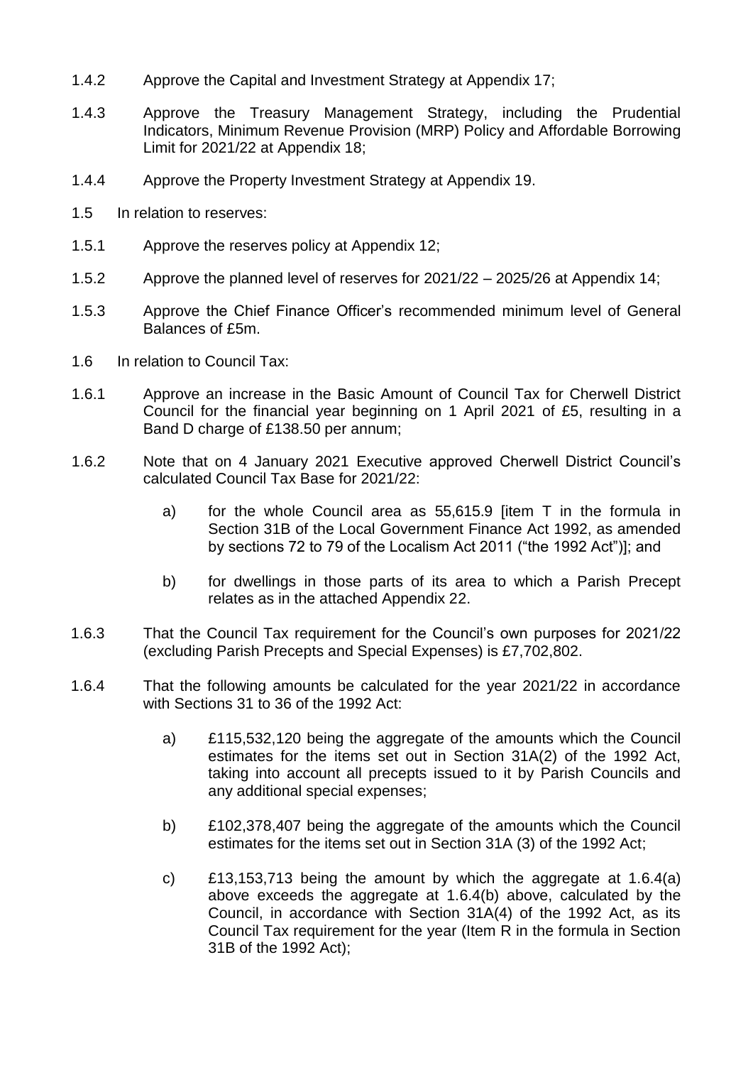1.4.2 Approve the Capital and Investment Strategy at Appendix 17;

1.4.3 Approve the Treasury Management Strategy, including the Prudential Indicators, Minimum Revenue Provision (MRP) Policy and Affordable Borrowing Limit for 2021/22 at Appendix 18;

1.4.4 Approve the Property Investment Strategy at Appendix 19.

1.5 In relation to reserves:

1.5.1 Approve the reserves policy at Appendix 12;

1.5.2 Approve the planned level of reserves for 2021/22 – 2025/26 at Appendix 14;

1.5.3 Approve the Chief Finance Officer's recommended minimum level of General Balances of £5m.

1.6 In relation to Council Tax:

1.6.1 Approve an increase in the Basic Amount of Council Tax for Cherwell District Council for the financial year beginning on 1 April 2021 of £5, resulting in a Band D charge of £138.50 per annum;

1.6.2 Note that on 4 January 2021 Executive approved Cherwell District Council's calculated Council Tax Base for 2021/22:

a) for the whole Council area as 55,615.9 [item T in the formula in Section 31B of the Local Government Finance Act 1992, as amended by sections 72 to 79 of the Localism Act 2011 ("the 1992 Act")]; and

b) for dwellings in those parts of its area to which a Parish Precept relates as in the attached Appendix 22.

1.6.3 That the Council Tax requirement for the Council's own purposes for 2021/22 (excluding Parish Precepts and Special Expenses) is £7,702,802.

1.6.4 That the following amounts be calculated for the year 2021/22 in accordance with Sections 31 to 36 of the 1992 Act:

a) £115,532,120 being the aggregate of the amounts which the Council estimates for the items set out in Section 31A(2) of the 1992 Act, taking into account all precepts issued to it by Parish Councils and any additional special expenses;

b) £102,378,407 being the aggregate of the amounts which the Council estimates for the items set out in Section 31A (3) of the 1992 Act;

c) £13,153,713 being the amount by which the aggregate at 1.6.4(a) above exceeds the aggregate at 1.6.4(b) above, calculated by the Council, in accordance with Section 31A(4) of the 1992 Act, as its Council Tax requirement for the year (Item R in the formula in Section 31B of the 1992 Act);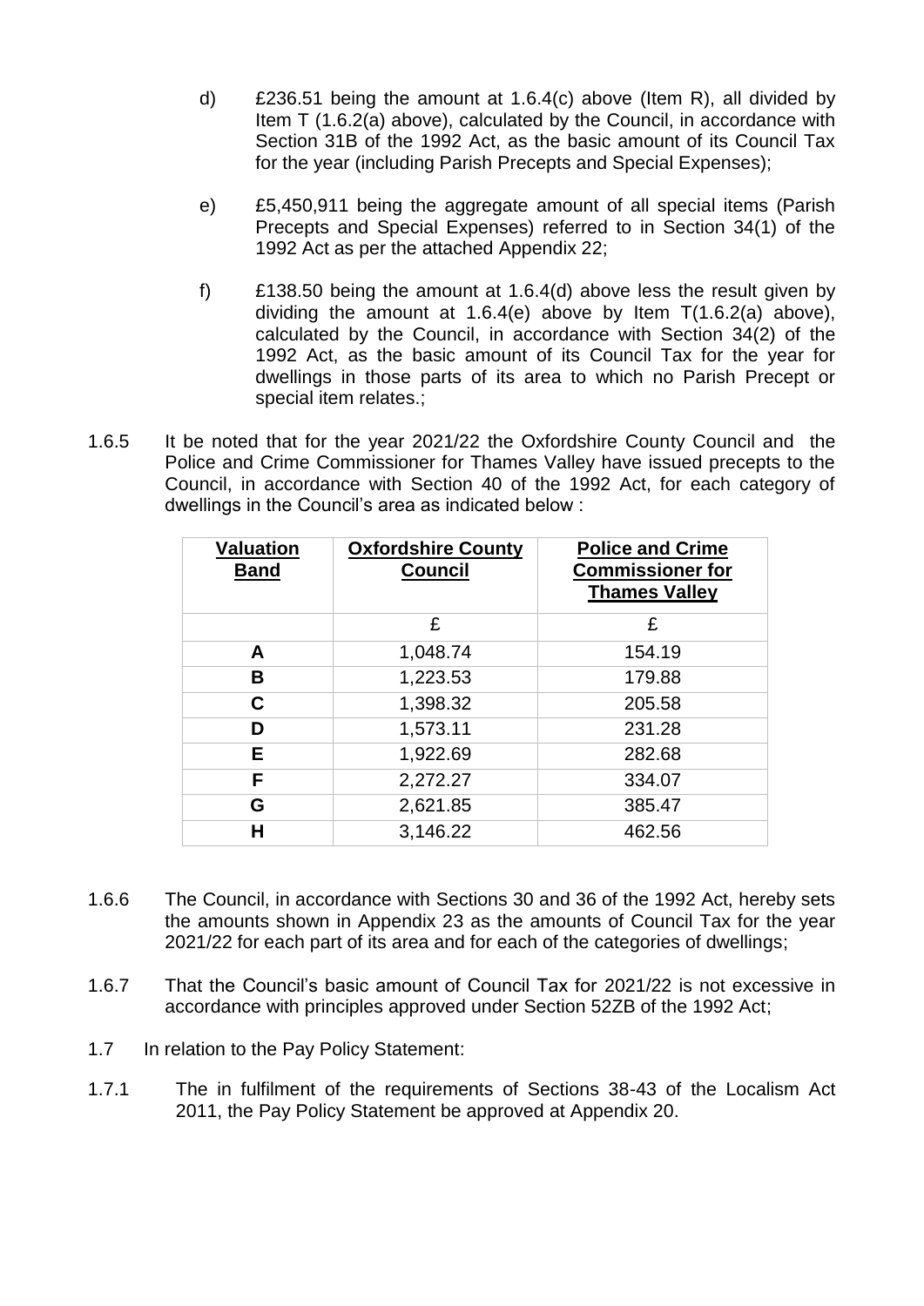d) £236.51 being the amount at 1.6.4(c) above (Item R), all divided by Item T (1.6.2(a) above), calculated by the Council, in accordance with Section 31B of the 1992 Act, as the basic amount of its Council Tax for the year (including Parish Precepts and Special Expenses);

e) £5,450,911 being the aggregate amount of all special items (Parish Precepts and Special Expenses) referred to in Section 34(1) of the 1992 Act as per the attached Appendix 22;

f) £138.50 being the amount at 1.6.4(d) above less the result given by dividing the amount at 1.6.4(e) above by Item T(1.6.2(a) above), calculated by the Council, in accordance with Section 34(2) of the 1992 Act, as the basic amount of its Council Tax for the year for dwellings in those parts of its area to which no Parish Precept or special item relates.;

1.6.5 It be noted that for the year 2021/22 the Oxfordshire County Council and the Police and Crime Commissioner for Thames Valley have issued precepts to the Council, in accordance with Section 40 of the 1992 Act, for each category of dwellings in the Council's area as indicated below :

| Valuation Band | Oxfordshire County Council | Police and Crime Commissioner for Thames Valley |
|---|---|---|
| | £ | £ |
| A | 1,048.74 | 154.19 |
| B | 1,223.53 | 179.88 |
| C | 1,398.32 | 205.58 |
| D | 1,573.11 | 231.28 |
| E | 1,922.69 | 282.68 |
| F | 2,272.27 | 334.07 |
| G | 2,621.85 | 385.47 |
| H | 3,146.22 | 462.56 |

1.6.6 The Council, in accordance with Sections 30 and 36 of the 1992 Act, hereby sets the amounts shown in Appendix 23 as the amounts of Council Tax for the year 2021/22 for each part of its area and for each of the categories of dwellings;

1.6.7 That the Council's basic amount of Council Tax for 2021/22 is not excessive in accordance with principles approved under Section 52ZB of the 1992 Act;

1.7 In relation to the Pay Policy Statement:

1.7.1 The in fulfilment of the requirements of Sections 38-43 of the Localism Act 2011, the Pay Policy Statement be approved at Appendix 20.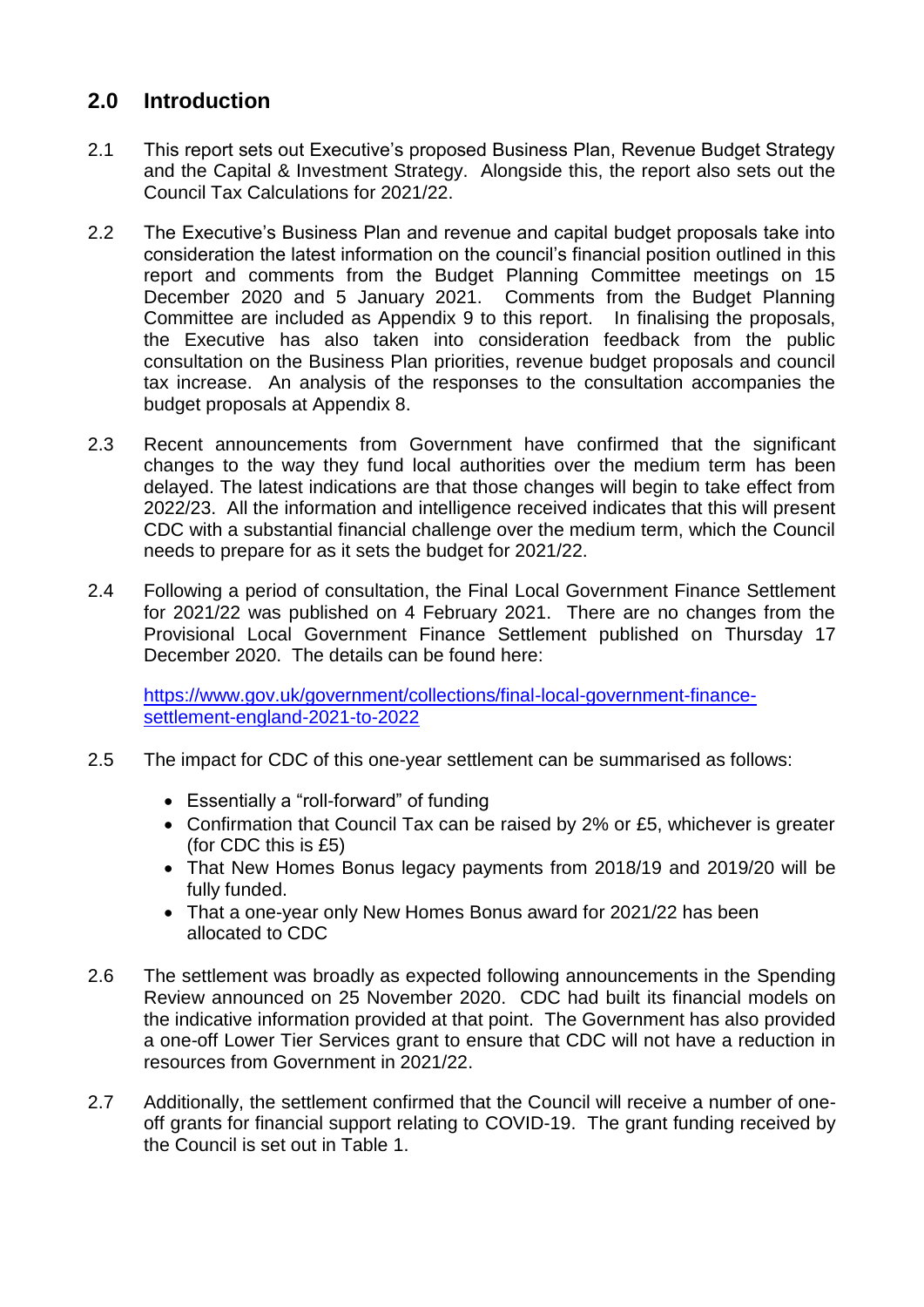## 2.0 Introduction

2.1 This report sets out Executive's proposed Business Plan, Revenue Budget Strategy and the Capital & Investment Strategy. Alongside this, the report also sets out the Council Tax Calculations for 2021/22.

2.2 The Executive's Business Plan and revenue and capital budget proposals take into consideration the latest information on the council's financial position outlined in this report and comments from the Budget Planning Committee meetings on 15 December 2020 and 5 January 2021. Comments from the Budget Planning Committee are included as Appendix 9 to this report. In finalising the proposals, the Executive has also taken into consideration feedback from the public consultation on the Business Plan priorities, revenue budget proposals and council tax increase. An analysis of the responses to the consultation accompanies the budget proposals at Appendix 8.

2.3 Recent announcements from Government have confirmed that the significant changes to the way they fund local authorities over the medium term has been delayed. The latest indications are that those changes will begin to take effect from 2022/23. All the information and intelligence received indicates that this will present CDC with a substantial financial challenge over the medium term, which the Council needs to prepare for as it sets the budget for 2021/22.

2.4 Following a period of consultation, the Final Local Government Finance Settlement for 2021/22 was published on 4 February 2021. There are no changes from the Provisional Local Government Finance Settlement published on Thursday 17 December 2020. The details can be found here:

[https://www.gov.uk/government/collections/final-local-government-finance-settlement-england-2021-to-2022](https://www.gov.uk/government/collections/final-local-government-finance-settlement-england-2021-to-2022)

2.5 The impact for CDC of this one-year settlement can be summarised as follows:

- Essentially a "roll-forward" of funding
- Confirmation that Council Tax can be raised by 2% or £5, whichever is greater (for CDC this is £5)
- That New Homes Bonus legacy payments from 2018/19 and 2019/20 will be fully funded.
- That a one-year only New Homes Bonus award for 2021/22 has been allocated to CDC

2.6 The settlement was broadly as expected following announcements in the Spending Review announced on 25 November 2020. CDC had built its financial models on the indicative information provided at that point. The Government has also provided a one-off Lower Tier Services grant to ensure that CDC will not have a reduction in resources from Government in 2021/22.

2.7 Additionally, the settlement confirmed that the Council will receive a number of one-off grants for financial support relating to COVID-19. The grant funding received by the Council is set out in Table 1.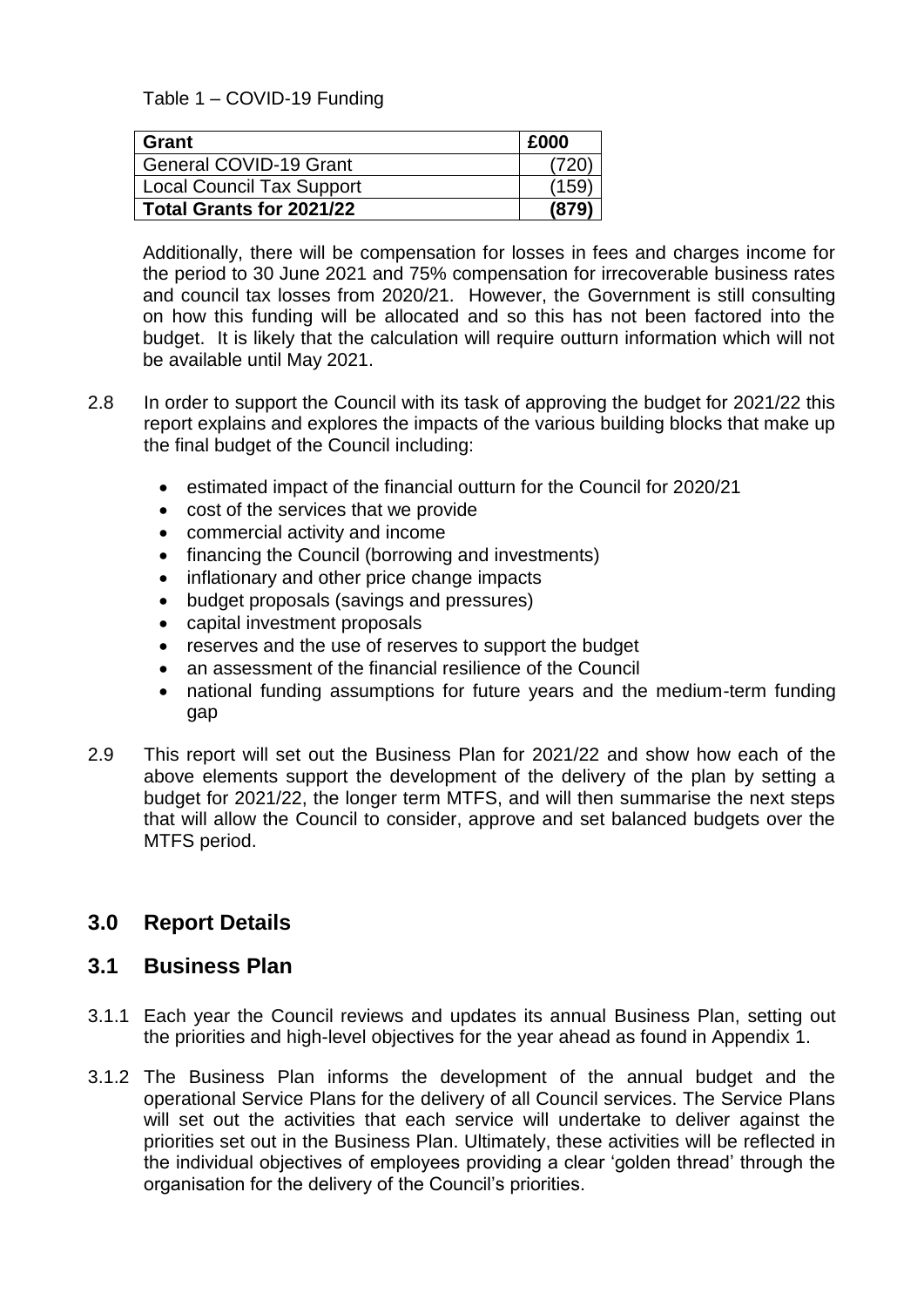Table 1 – COVID-19 Funding

| Grant | £000 |
|---|---|
| General COVID-19 Grant | (720) |
| Local Council Tax Support | (159) |
| **Total Grants for 2021/22** | **(879)** |

Additionally, there will be compensation for losses in fees and charges income for the period to 30 June 2021 and 75% compensation for irrecoverable business rates and council tax losses from 2020/21. However, the Government is still consulting on how this funding will be allocated and so this has not been factored into the budget. It is likely that the calculation will require outturn information which will not be available until May 2021.

2.8 In order to support the Council with its task of approving the budget for 2021/22 this report explains and explores the impacts of the various building blocks that make up the final budget of the Council including:

- estimated impact of the financial outturn for the Council for 2020/21
- cost of the services that we provide
- commercial activity and income
- financing the Council (borrowing and investments)
- inflationary and other price change impacts
- budget proposals (savings and pressures)
- capital investment proposals
- reserves and the use of reserves to support the budget
- an assessment of the financial resilience of the Council
- national funding assumptions for future years and the medium-term funding gap

2.9 This report will set out the Business Plan for 2021/22 and show how each of the above elements support the development of the delivery of the plan by setting a budget for 2021/22, the longer term MTFS, and will then summarise the next steps that will allow the Council to consider, approve and set balanced budgets over the MTFS period.

## 3.0 Report Details

## 3.1 Business Plan

3.1.1 Each year the Council reviews and updates its annual Business Plan, setting out the priorities and high-level objectives for the year ahead as found in Appendix 1.

3.1.2 The Business Plan informs the development of the annual budget and the operational Service Plans for the delivery of all Council services. The Service Plans will set out the activities that each service will undertake to deliver against the priorities set out in the Business Plan. Ultimately, these activities will be reflected in the individual objectives of employees providing a clear 'golden thread' through the organisation for the delivery of the Council's priorities.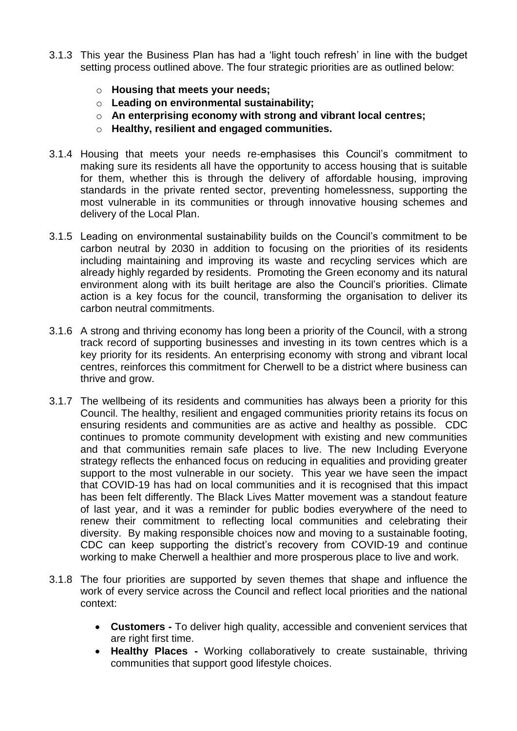3.1.3 This year the Business Plan has had a 'light touch refresh' in line with the budget setting process outlined above. The four strategic priorities are as outlined below:

- **Housing that meets your needs;**
- **Leading on environmental sustainability;**
- **An enterprising economy with strong and vibrant local centres;**
- **Healthy, resilient and engaged communities.**

3.1.4 Housing that meets your needs re-emphasises this Council's commitment to making sure its residents all have the opportunity to access housing that is suitable for them, whether this is through the delivery of affordable housing, improving standards in the private rented sector, preventing homelessness, supporting the most vulnerable in its communities or through innovative housing schemes and delivery of the Local Plan.

3.1.5 Leading on environmental sustainability builds on the Council's commitment to be carbon neutral by 2030 in addition to focusing on the priorities of its residents including maintaining and improving its waste and recycling services which are already highly regarded by residents. Promoting the Green economy and its natural environment along with its built heritage are also the Council's priorities. Climate action is a key focus for the council, transforming the organisation to deliver its carbon neutral commitments.

3.1.6 A strong and thriving economy has long been a priority of the Council, with a strong track record of supporting businesses and investing in its town centres which is a key priority for its residents. An enterprising economy with strong and vibrant local centres, reinforces this commitment for Cherwell to be a district where business can thrive and grow.

3.1.7 The wellbeing of its residents and communities has always been a priority for this Council. The healthy, resilient and engaged communities priority retains its focus on ensuring residents and communities are as active and healthy as possible. CDC continues to promote community development with existing and new communities and that communities remain safe places to live. The new Including Everyone strategy reflects the enhanced focus on reducing in equalities and providing greater support to the most vulnerable in our society. This year we have seen the impact that COVID-19 has had on local communities and it is recognised that this impact has been felt differently. The Black Lives Matter movement was a standout feature of last year, and it was a reminder for public bodies everywhere of the need to renew their commitment to reflecting local communities and celebrating their diversity. By making responsible choices now and moving to a sustainable footing, CDC can keep supporting the district's recovery from COVID-19 and continue working to make Cherwell a healthier and more prosperous place to live and work.

3.1.8 The four priorities are supported by seven themes that shape and influence the work of every service across the Council and reflect local priorities and the national context:

- **Customers -** To deliver high quality, accessible and convenient services that are right first time.
- **Healthy Places -** Working collaboratively to create sustainable, thriving communities that support good lifestyle choices.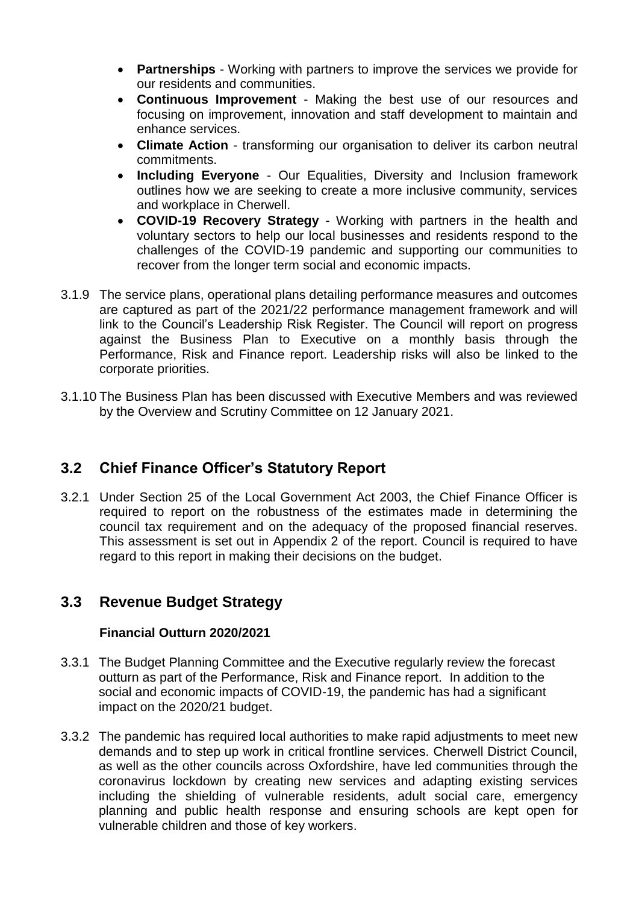- **Partnerships** - Working with partners to improve the services we provide for our residents and communities.
- **Continuous Improvement** - Making the best use of our resources and focusing on improvement, innovation and staff development to maintain and enhance services.
- **Climate Action** - transforming our organisation to deliver its carbon neutral commitments.
- **Including Everyone** - Our Equalities, Diversity and Inclusion framework outlines how we are seeking to create a more inclusive community, services and workplace in Cherwell.
- **COVID-19 Recovery Strategy** - Working with partners in the health and voluntary sectors to help our local businesses and residents respond to the challenges of the COVID-19 pandemic and supporting our communities to recover from the longer term social and economic impacts.

3.1.9 The service plans, operational plans detailing performance measures and outcomes are captured as part of the 2021/22 performance management framework and will link to the Council's Leadership Risk Register. The Council will report on progress against the Business Plan to Executive on a monthly basis through the Performance, Risk and Finance report. Leadership risks will also be linked to the corporate priorities.

3.1.10 The Business Plan has been discussed with Executive Members and was reviewed by the Overview and Scrutiny Committee on 12 January 2021.

## 3.2 Chief Finance Officer's Statutory Report

3.2.1 Under Section 25 of the Local Government Act 2003, the Chief Finance Officer is required to report on the robustness of the estimates made in determining the council tax requirement and on the adequacy of the proposed financial reserves. This assessment is set out in Appendix 2 of the report. Council is required to have regard to this report in making their decisions on the budget.

## 3.3 Revenue Budget Strategy

**Financial Outturn 2020/2021**

3.3.1 The Budget Planning Committee and the Executive regularly review the forecast outturn as part of the Performance, Risk and Finance report. In addition to the social and economic impacts of COVID-19, the pandemic has had a significant impact on the 2020/21 budget.

3.3.2 The pandemic has required local authorities to make rapid adjustments to meet new demands and to step up work in critical frontline services. Cherwell District Council, as well as the other councils across Oxfordshire, have led communities through the coronavirus lockdown by creating new services and adapting existing services including the shielding of vulnerable residents, adult social care, emergency planning and public health response and ensuring schools are kept open for vulnerable children and those of key workers.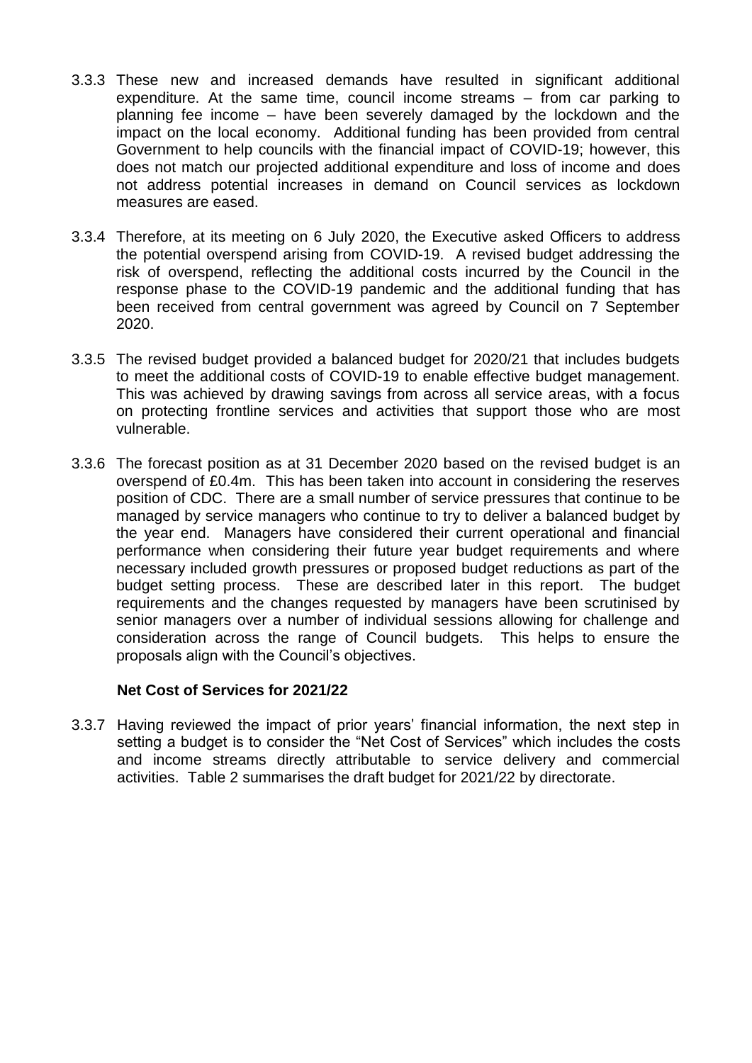3.3.3 These new and increased demands have resulted in significant additional expenditure. At the same time, council income streams – from car parking to planning fee income – have been severely damaged by the lockdown and the impact on the local economy. Additional funding has been provided from central Government to help councils with the financial impact of COVID-19; however, this does not match our projected additional expenditure and loss of income and does not address potential increases in demand on Council services as lockdown measures are eased.

3.3.4 Therefore, at its meeting on 6 July 2020, the Executive asked Officers to address the potential overspend arising from COVID-19. A revised budget addressing the risk of overspend, reflecting the additional costs incurred by the Council in the response phase to the COVID-19 pandemic and the additional funding that has been received from central government was agreed by Council on 7 September 2020.

3.3.5 The revised budget provided a balanced budget for 2020/21 that includes budgets to meet the additional costs of COVID-19 to enable effective budget management. This was achieved by drawing savings from across all service areas, with a focus on protecting frontline services and activities that support those who are most vulnerable.

3.3.6 The forecast position as at 31 December 2020 based on the revised budget is an overspend of £0.4m. This has been taken into account in considering the reserves position of CDC. There are a small number of service pressures that continue to be managed by service managers who continue to try to deliver a balanced budget by the year end. Managers have considered their current operational and financial performance when considering their future year budget requirements and where necessary included growth pressures or proposed budget reductions as part of the budget setting process. These are described later in this report. The budget requirements and the changes requested by managers have been scrutinised by senior managers over a number of individual sessions allowing for challenge and consideration across the range of Council budgets. This helps to ensure the proposals align with the Council's objectives.

**Net Cost of Services for 2021/22**

3.3.7 Having reviewed the impact of prior years' financial information, the next step in setting a budget is to consider the "Net Cost of Services" which includes the costs and income streams directly attributable to service delivery and commercial activities. Table 2 summarises the draft budget for 2021/22 by directorate.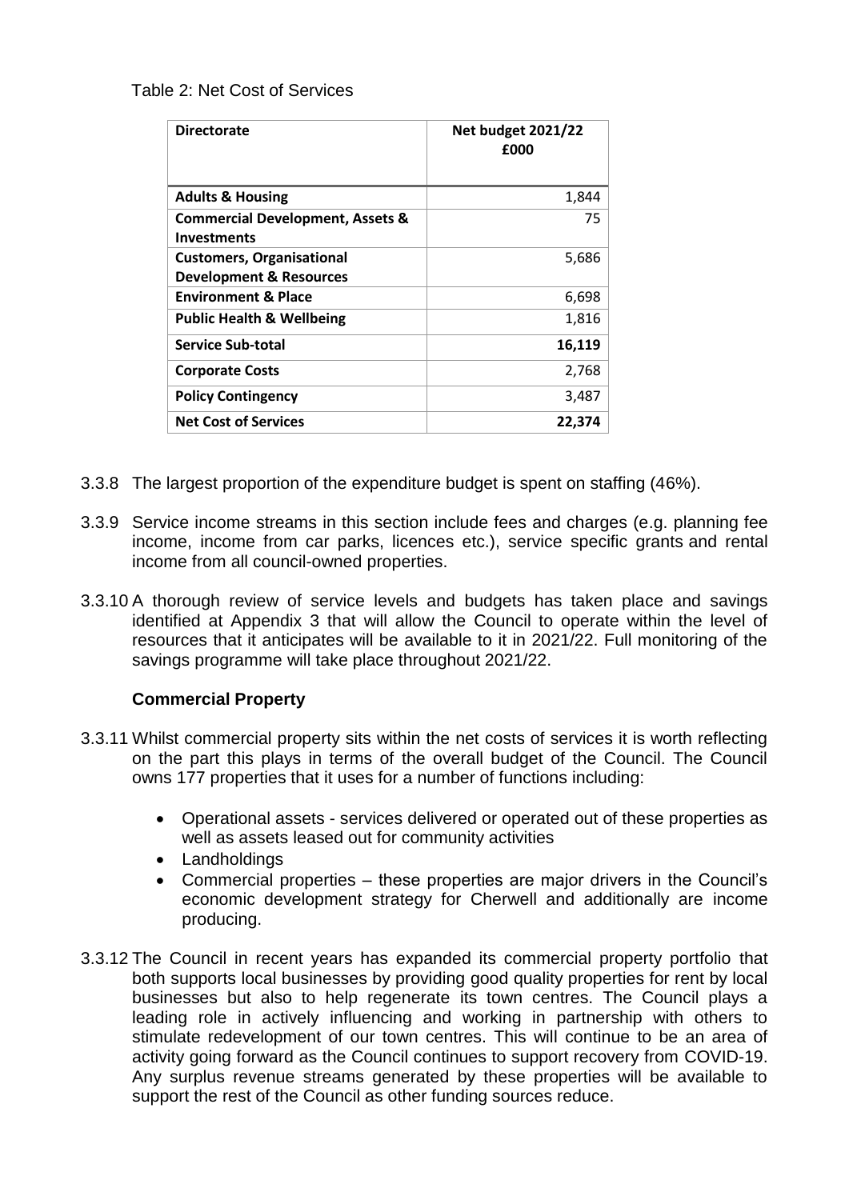Table 2: Net Cost of Services

| **Directorate** | **Net budget 2021/22 £000** |
|---|---|
| **Adults & Housing** | 1,844 |
| **Commercial Development, Assets & Investments** | 75 |
| **Customers, Organisational Development & Resources** | 5,686 |
| **Environment & Place** | 6,698 |
| **Public Health & Wellbeing** | 1,816 |
| **Service Sub-total** | **16,119** |
| **Corporate Costs** | 2,768 |
| **Policy Contingency** | 3,487 |
| **Net Cost of Services** | **22,374** |

3.3.8 The largest proportion of the expenditure budget is spent on staffing (46%).

3.3.9 Service income streams in this section include fees and charges (e.g. planning fee income, income from car parks, licences etc.), service specific grants and rental income from all council-owned properties.

3.3.10 A thorough review of service levels and budgets has taken place and savings identified at Appendix 3 that will allow the Council to operate within the level of resources that it anticipates will be available to it in 2021/22. Full monitoring of the savings programme will take place throughout 2021/22.

### Commercial Property

3.3.11 Whilst commercial property sits within the net costs of services it is worth reflecting on the part this plays in terms of the overall budget of the Council. The Council owns 177 properties that it uses for a number of functions including:

- Operational assets - services delivered or operated out of these properties as well as assets leased out for community activities
- Landholdings
- Commercial properties – these properties are major drivers in the Council's economic development strategy for Cherwell and additionally are income producing.

3.3.12 The Council in recent years has expanded its commercial property portfolio that both supports local businesses by providing good quality properties for rent by local businesses but also to help regenerate its town centres. The Council plays a leading role in actively influencing and working in partnership with others to stimulate redevelopment of our town centres. This will continue to be an area of activity going forward as the Council continues to support recovery from COVID-19. Any surplus revenue streams generated by these properties will be available to support the rest of the Council as other funding sources reduce.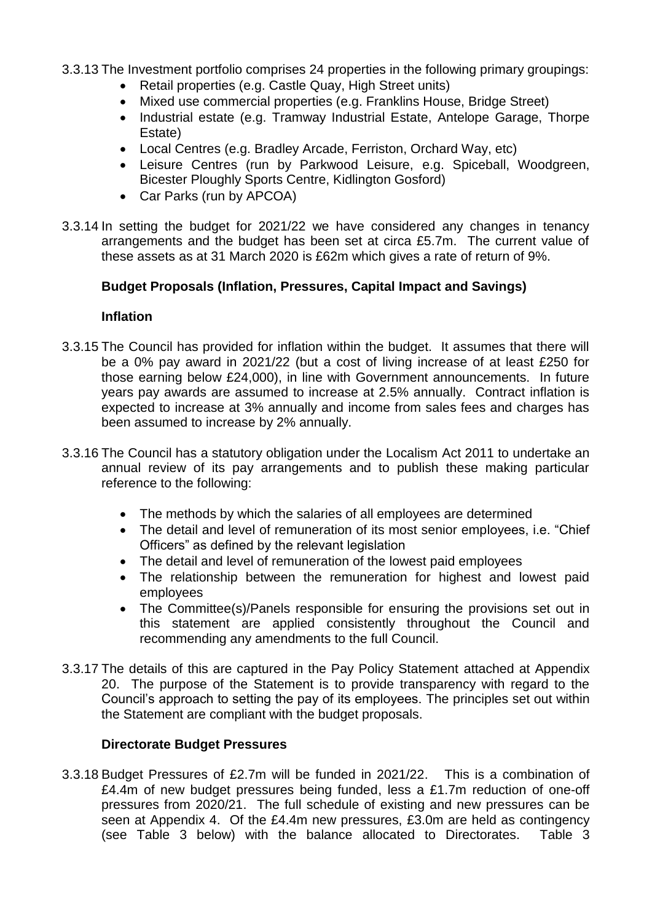3.3.13 The Investment portfolio comprises 24 properties in the following primary groupings:

- Retail properties (e.g. Castle Quay, High Street units)
- Mixed use commercial properties (e.g. Franklins House, Bridge Street)
- Industrial estate (e.g. Tramway Industrial Estate, Antelope Garage, Thorpe Estate)
- Local Centres (e.g. Bradley Arcade, Ferriston, Orchard Way, etc)
- Leisure Centres (run by Parkwood Leisure, e.g. Spiceball, Woodgreen, Bicester Ploughly Sports Centre, Kidlington Gosford)
- Car Parks (run by APCOA)

3.3.14 In setting the budget for 2021/22 we have considered any changes in tenancy arrangements and the budget has been set at circa £5.7m. The current value of these assets as at 31 March 2020 is £62m which gives a rate of return of 9%.

**Budget Proposals (Inflation, Pressures, Capital Impact and Savings)**

**Inflation**

3.3.15 The Council has provided for inflation within the budget. It assumes that there will be a 0% pay award in 2021/22 (but a cost of living increase of at least £250 for those earning below £24,000), in line with Government announcements. In future years pay awards are assumed to increase at 2.5% annually. Contract inflation is expected to increase at 3% annually and income from sales fees and charges has been assumed to increase by 2% annually.

3.3.16 The Council has a statutory obligation under the Localism Act 2011 to undertake an annual review of its pay arrangements and to publish these making particular reference to the following:

- The methods by which the salaries of all employees are determined
- The detail and level of remuneration of its most senior employees, i.e. "Chief Officers" as defined by the relevant legislation
- The detail and level of remuneration of the lowest paid employees
- The relationship between the remuneration for highest and lowest paid employees
- The Committee(s)/Panels responsible for ensuring the provisions set out in this statement are applied consistently throughout the Council and recommending any amendments to the full Council.

3.3.17 The details of this are captured in the Pay Policy Statement attached at Appendix 20. The purpose of the Statement is to provide transparency with regard to the Council's approach to setting the pay of its employees. The principles set out within the Statement are compliant with the budget proposals.

**Directorate Budget Pressures**

3.3.18 Budget Pressures of £2.7m will be funded in 2021/22. This is a combination of £4.4m of new budget pressures being funded, less a £1.7m reduction of one-off pressures from 2020/21. The full schedule of existing and new pressures can be seen at Appendix 4. Of the £4.4m new pressures, £3.0m are held as contingency (see Table 3 below) with the balance allocated to Directorates. Table 3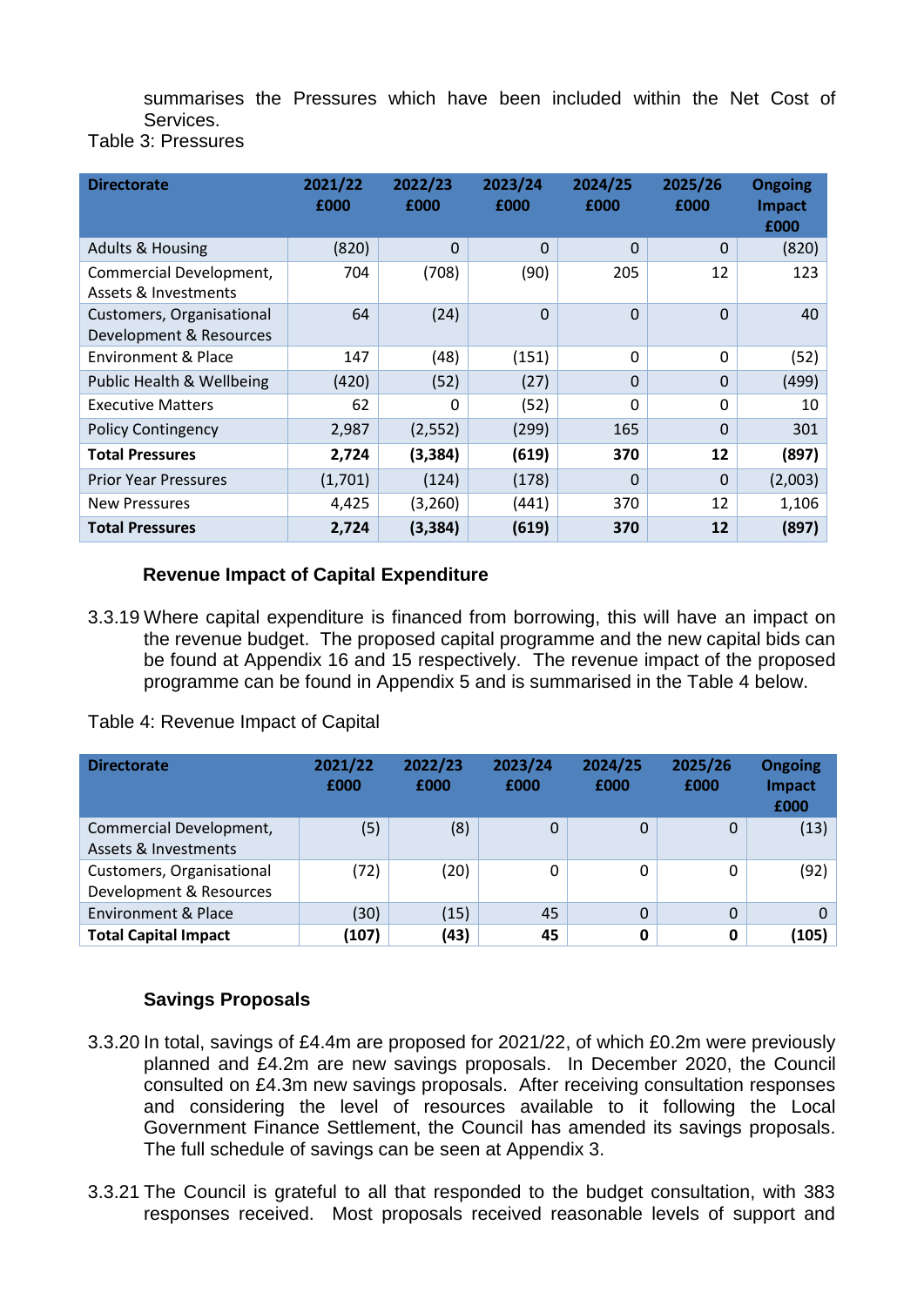summarises the Pressures which have been included within the Net Cost of Services.

Table 3: Pressures

| Directorate | 2021/22 £000 | 2022/23 £000 | 2023/24 £000 | 2024/25 £000 | 2025/26 £000 | Ongoing Impact £000 |
|---|---|---|---|---|---|---|
| Adults & Housing | (820) | 0 | 0 | 0 | 0 | (820) |
| Commercial Development, Assets & Investments | 704 | (708) | (90) | 205 | 12 | 123 |
| Customers, Organisational Development & Resources | 64 | (24) | 0 | 0 | 0 | 40 |
| Environment & Place | 147 | (48) | (151) | 0 | 0 | (52) |
| Public Health & Wellbeing | (420) | (52) | (27) | 0 | 0 | (499) |
| Executive Matters | 62 | 0 | (52) | 0 | 0 | 10 |
| Policy Contingency | 2,987 | (2,552) | (299) | 165 | 0 | 301 |
| **Total Pressures** | **2,724** | **(3,384)** | **(619)** | **370** | **12** | **(897)** |
| Prior Year Pressures | (1,701) | (124) | (178) | 0 | 0 | (2,003) |
| New Pressures | 4,425 | (3,260) | (441) | 370 | 12 | 1,106 |
| **Total Pressures** | **2,724** | **(3,384)** | **(619)** | **370** | **12** | **(897)** |

### Revenue Impact of Capital Expenditure

3.3.19 Where capital expenditure is financed from borrowing, this will have an impact on the revenue budget. The proposed capital programme and the new capital bids can be found at Appendix 16 and 15 respectively. The revenue impact of the proposed programme can be found in Appendix 5 and is summarised in the Table 4 below.

Table 4: Revenue Impact of Capital

| Directorate | 2021/22 £000 | 2022/23 £000 | 2023/24 £000 | 2024/25 £000 | 2025/26 £000 | Ongoing Impact £000 |
|---|---|---|---|---|---|---|
| Commercial Development, Assets & Investments | (5) | (8) | 0 | 0 | 0 | (13) |
| Customers, Organisational Development & Resources | (72) | (20) | 0 | 0 | 0 | (92) |
| Environment & Place | (30) | (15) | 45 | 0 | 0 | 0 |
| **Total Capital Impact** | **(107)** | **(43)** | **45** | **0** | **0** | **(105)** |

### Savings Proposals

3.3.20 In total, savings of £4.4m are proposed for 2021/22, of which £0.2m were previously planned and £4.2m are new savings proposals. In December 2020, the Council consulted on £4.3m new savings proposals. After receiving consultation responses and considering the level of resources available to it following the Local Government Finance Settlement, the Council has amended its savings proposals. The full schedule of savings can be seen at Appendix 3.

3.3.21 The Council is grateful to all that responded to the budget consultation, with 383 responses received. Most proposals received reasonable levels of support and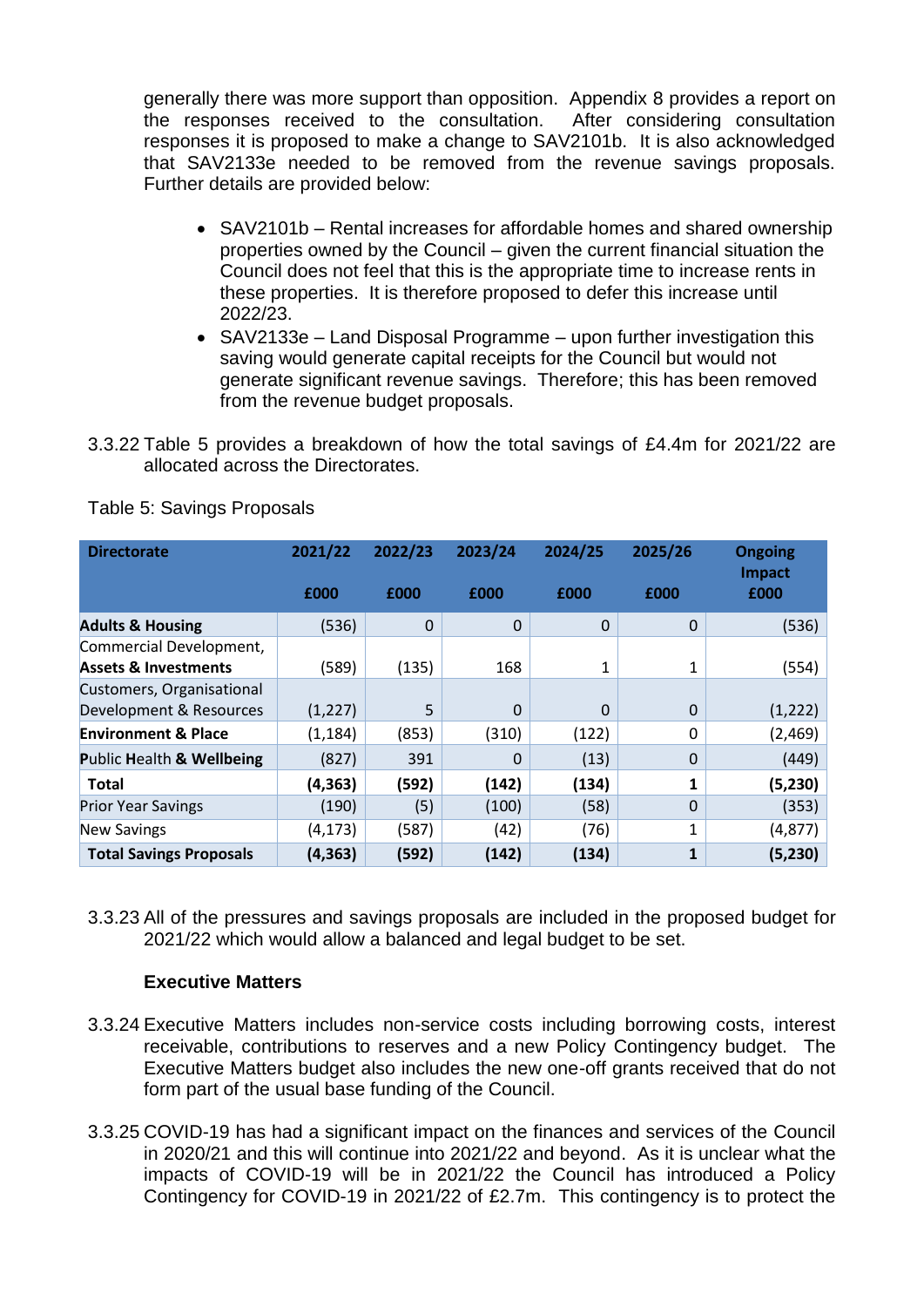generally there was more support than opposition. Appendix 8 provides a report on the responses received to the consultation. After considering consultation responses it is proposed to make a change to SAV2101b. It is also acknowledged that SAV2133e needed to be removed from the revenue savings proposals. Further details are provided below:

- SAV2101b – Rental increases for affordable homes and shared ownership properties owned by the Council – given the current financial situation the Council does not feel that this is the appropriate time to increase rents in these properties. It is therefore proposed to defer this increase until 2022/23.
- SAV2133e – Land Disposal Programme – upon further investigation this saving would generate capital receipts for the Council but would not generate significant revenue savings. Therefore; this has been removed from the revenue budget proposals.

3.3.22 Table 5 provides a breakdown of how the total savings of £4.4m for 2021/22 are allocated across the Directorates.

Table 5: Savings Proposals

| Directorate | 2021/22 £000 | 2022/23 £000 | 2023/24 £000 | 2024/25 £000 | 2025/26 £000 | Ongoing Impact £000 |
|---|---|---|---|---|---|---|
| **Adults & Housing** | (536) | 0 | 0 | 0 | 0 | (536) |
| Commercial Development, **Assets & Investments** | (589) | (135) | 168 | 1 | 1 | (554) |
| Customers, Organisational Development & Resources | (1,227) | 5 | 0 | 0 | 0 | (1,222) |
| **Environment & Place** | (1,184) | (853) | (310) | (122) | 0 | (2,469) |
| Public **Health & Wellbeing** | (827) | 391 | 0 | (13) | 0 | (449) |
| **Total** | **(4,363)** | **(592)** | **(142)** | **(134)** | **1** | **(5,230)** |
| Prior Year Savings | (190) | (5) | (100) | (58) | 0 | (353) |
| New Savings | (4,173) | (587) | (42) | (76) | 1 | (4,877) |
| **Total Savings Proposals** | **(4,363)** | **(592)** | **(142)** | **(134)** | **1** | **(5,230)** |

3.3.23 All of the pressures and savings proposals are included in the proposed budget for 2021/22 which would allow a balanced and legal budget to be set.

**Executive Matters**

3.3.24 Executive Matters includes non-service costs including borrowing costs, interest receivable, contributions to reserves and a new Policy Contingency budget. The Executive Matters budget also includes the new one-off grants received that do not form part of the usual base funding of the Council.

3.3.25 COVID-19 has had a significant impact on the finances and services of the Council in 2020/21 and this will continue into 2021/22 and beyond. As it is unclear what the impacts of COVID-19 will be in 2021/22 the Council has introduced a Policy Contingency for COVID-19 in 2021/22 of £2.7m. This contingency is to protect the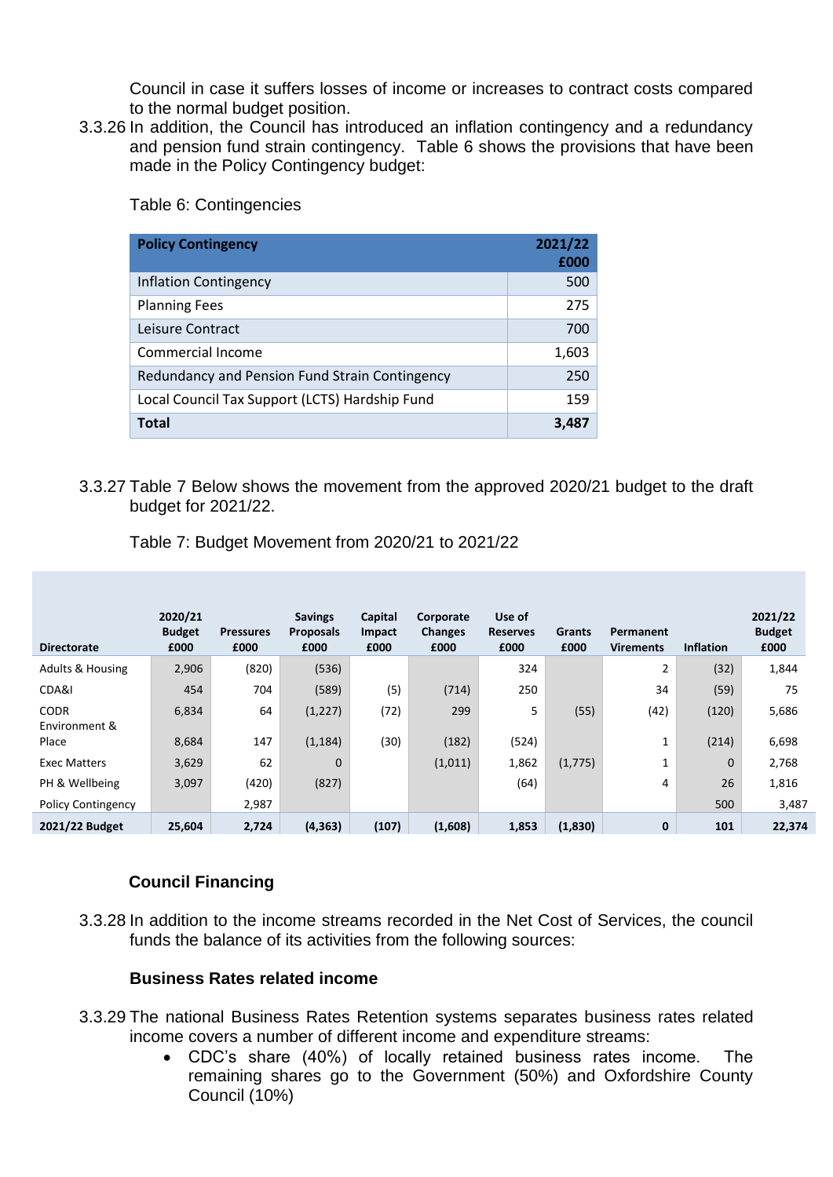Council in case it suffers losses of income or increases to contract costs compared to the normal budget position.

3.3.26 In addition, the Council has introduced an inflation contingency and a redundancy and pension fund strain contingency. Table 6 shows the provisions that have been made in the Policy Contingency budget:

Table 6: Contingencies

| Policy Contingency | 2021/22 £000 |
|---|---|
| Inflation Contingency | 500 |
| Planning Fees | 275 |
| Leisure Contract | 700 |
| Commercial Income | 1,603 |
| Redundancy and Pension Fund Strain Contingency | 250 |
| Local Council Tax Support (LCTS) Hardship Fund | 159 |
| **Total** | **3,487** |

3.3.27 Table 7 Below shows the movement from the approved 2020/21 budget to the draft budget for 2021/22.

Table 7: Budget Movement from 2020/21 to 2021/22

| Directorate | 2020/21 Budget £000 | Pressures £000 | Savings Proposals £000 | Capital Impact £000 | Corporate Changes £000 | Use of Reserves £000 | Grants £000 | Permanent Virements | Inflation | 2021/22 Budget £000 |
|---|---|---|---|---|---|---|---|---|---|---|
| Adults & Housing | 2,906 | (820) | (536) | | | 324 | | 2 | (32) | 1,844 |
| CDA&I | 454 | 704 | (589) | (5) | (714) | 250 | | 34 | (59) | 75 |
| CODR | 6,834 | 64 | (1,227) | (72) | 299 | 5 | (55) | (42) | (120) | 5,686 |
| Environment & Place | 8,684 | 147 | (1,184) | (30) | (182) | (524) | | 1 | (214) | 6,698 |
| Exec Matters | 3,629 | 62 | 0 | | (1,011) | 1,862 | (1,775) | 1 | 0 | 2,768 |
| PH & Wellbeing | 3,097 | (420) | (827) | | | (64) | | 4 | 26 | 1,816 |
| Policy Contingency | | 2,987 | | | | | | | 500 | 3,487 |
| **2021/22 Budget** | **25,604** | **2,724** | **(4,363)** | **(107)** | **(1,608)** | **1,853** | **(1,830)** | **0** | **101** | **22,374** |

### Council Financing

3.3.28 In addition to the income streams recorded in the Net Cost of Services, the council funds the balance of its activities from the following sources:

#### Business Rates related income

3.3.29 The national Business Rates Retention systems separates business rates related income covers a number of different income and expenditure streams:

- CDC's share (40%) of locally retained business rates income. The remaining shares go to the Government (50%) and Oxfordshire County Council (10%)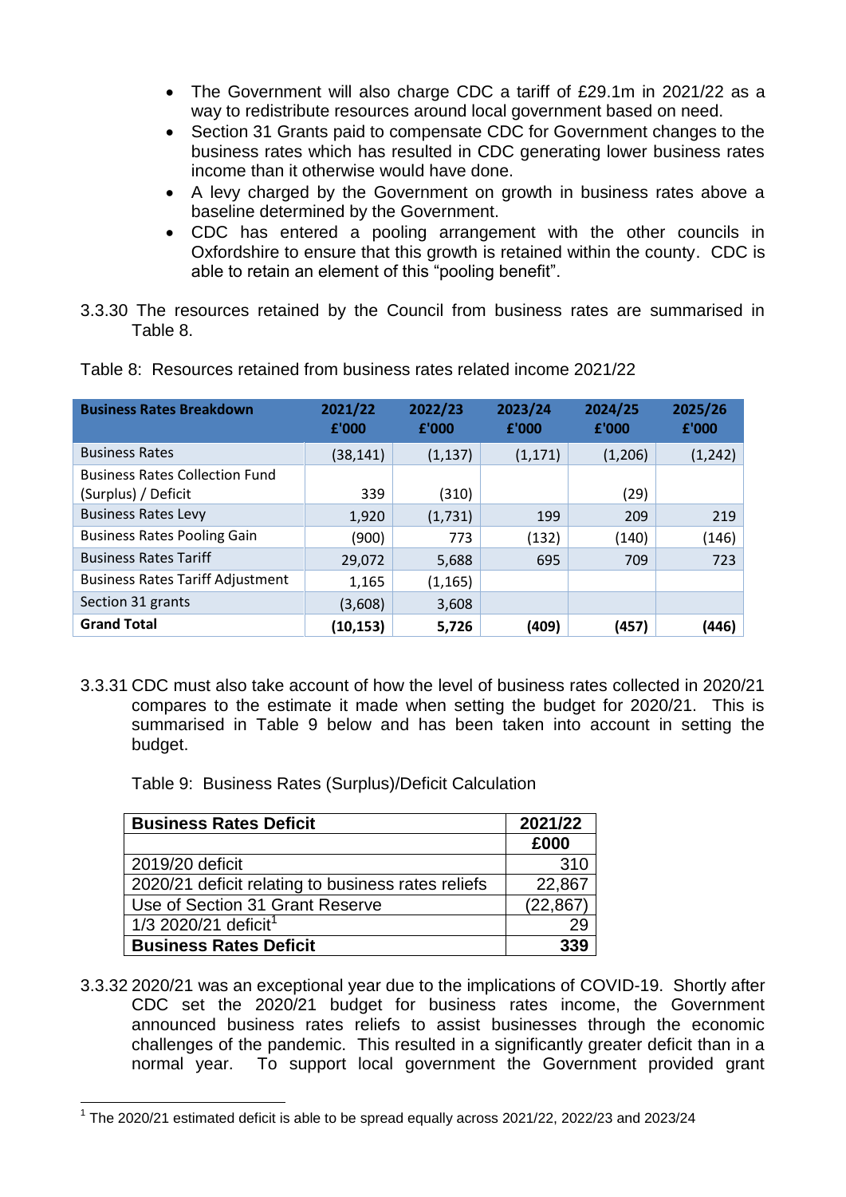- The Government will also charge CDC a tariff of £29.1m in 2021/22 as a way to redistribute resources around local government based on need.
- Section 31 Grants paid to compensate CDC for Government changes to the business rates which has resulted in CDC generating lower business rates income than it otherwise would have done.
- A levy charged by the Government on growth in business rates above a baseline determined by the Government.
- CDC has entered a pooling arrangement with the other councils in Oxfordshire to ensure that this growth is retained within the county. CDC is able to retain an element of this "pooling benefit".

3.3.30 The resources retained by the Council from business rates are summarised in Table 8.

Table 8: Resources retained from business rates related income 2021/22

| Business Rates Breakdown | 2021/22 £'000 | 2022/23 £'000 | 2023/24 £'000 | 2024/25 £'000 | 2025/26 £'000 |
|---|---|---|---|---|---|
| Business Rates | (38,141) | (1,137) | (1,171) | (1,206) | (1,242) |
| Business Rates Collection Fund (Surplus) / Deficit | 339 | (310) | | (29) | |
| Business Rates Levy | 1,920 | (1,731) | 199 | 209 | 219 |
| Business Rates Pooling Gain | (900) | 773 | (132) | (140) | (146) |
| Business Rates Tariff | 29,072 | 5,688 | 695 | 709 | 723 |
| Business Rates Tariff Adjustment | 1,165 | (1,165) | | | |
| Section 31 grants | (3,608) | 3,608 | | | |
| **Grand Total** | **(10,153)** | **5,726** | **(409)** | **(457)** | **(446)** |

3.3.31 CDC must also take account of how the level of business rates collected in 2020/21 compares to the estimate it made when setting the budget for 2020/21. This is summarised in Table 9 below and has been taken into account in setting the budget.

Table 9: Business Rates (Surplus)/Deficit Calculation

| Business Rates Deficit | 2021/22 |
|---|---|
| | £000 |
| 2019/20 deficit | 310 |
| 2020/21 deficit relating to business rates reliefs | 22,867 |
| Use of Section 31 Grant Reserve | (22,867) |
| 1/3 2020/21 deficit[1] | 29 |
| **Business Rates Deficit** | **339** |

3.3.32 2020/21 was an exceptional year due to the implications of COVID-19. Shortly after CDC set the 2020/21 budget for business rates income, the Government announced business rates reliefs to assist businesses through the economic challenges of the pandemic. This resulted in a significantly greater deficit than in a normal year. To support local government the Government provided grant

[1] The 2020/21 estimated deficit is able to be spread equally across 2021/22, 2022/23 and 2023/24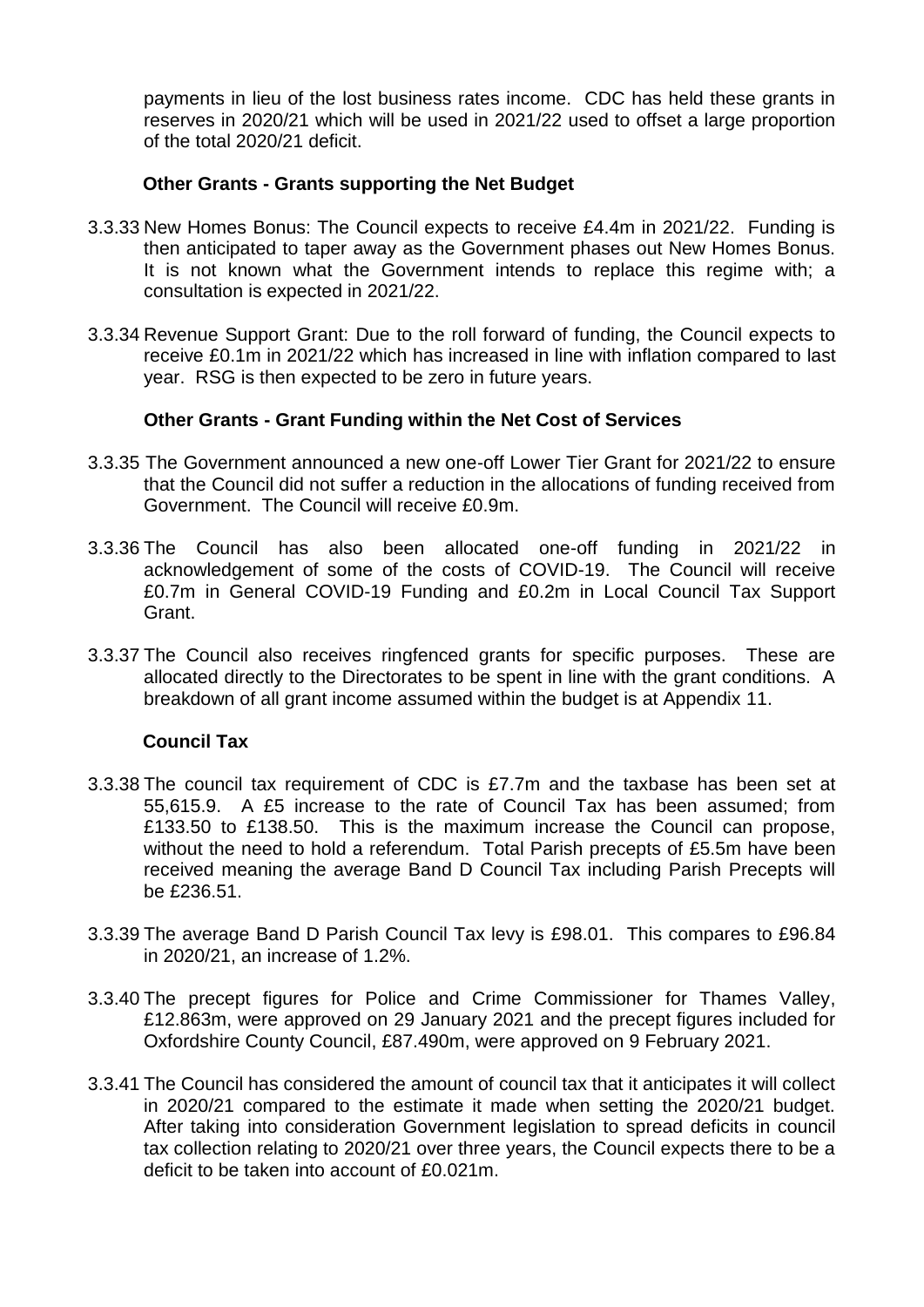payments in lieu of the lost business rates income. CDC has held these grants in reserves in 2020/21 which will be used in 2021/22 used to offset a large proportion of the total 2020/21 deficit.

**Other Grants - Grants supporting the Net Budget**

3.3.33 New Homes Bonus: The Council expects to receive £4.4m in 2021/22. Funding is then anticipated to taper away as the Government phases out New Homes Bonus. It is not known what the Government intends to replace this regime with; a consultation is expected in 2021/22.

3.3.34 Revenue Support Grant: Due to the roll forward of funding, the Council expects to receive £0.1m in 2021/22 which has increased in line with inflation compared to last year. RSG is then expected to be zero in future years.

**Other Grants - Grant Funding within the Net Cost of Services**

3.3.35 The Government announced a new one-off Lower Tier Grant for 2021/22 to ensure that the Council did not suffer a reduction in the allocations of funding received from Government. The Council will receive £0.9m.

3.3.36 The Council has also been allocated one-off funding in 2021/22 in acknowledgement of some of the costs of COVID-19. The Council will receive £0.7m in General COVID-19 Funding and £0.2m in Local Council Tax Support Grant.

3.3.37 The Council also receives ringfenced grants for specific purposes. These are allocated directly to the Directorates to be spent in line with the grant conditions. A breakdown of all grant income assumed within the budget is at Appendix 11.

**Council Tax**

3.3.38 The council tax requirement of CDC is £7.7m and the taxbase has been set at 55,615.9. A £5 increase to the rate of Council Tax has been assumed; from £133.50 to £138.50. This is the maximum increase the Council can propose, without the need to hold a referendum. Total Parish precepts of £5.5m have been received meaning the average Band D Council Tax including Parish Precepts will be £236.51.

3.3.39 The average Band D Parish Council Tax levy is £98.01. This compares to £96.84 in 2020/21, an increase of 1.2%.

3.3.40 The precept figures for Police and Crime Commissioner for Thames Valley, £12.863m, were approved on 29 January 2021 and the precept figures included for Oxfordshire County Council, £87.490m, were approved on 9 February 2021.

3.3.41 The Council has considered the amount of council tax that it anticipates it will collect in 2020/21 compared to the estimate it made when setting the 2020/21 budget. After taking into consideration Government legislation to spread deficits in council tax collection relating to 2020/21 over three years, the Council expects there to be a deficit to be taken into account of £0.021m.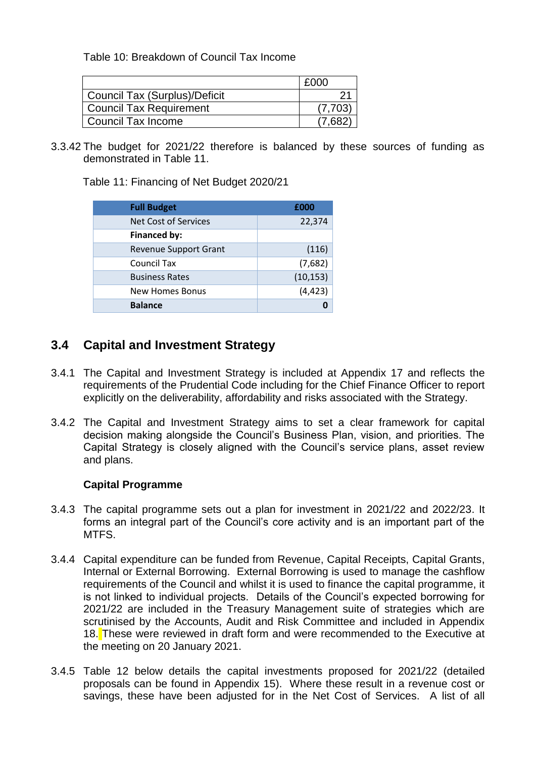Table 10: Breakdown of Council Tax Income

| | £000 |
|---|---|
| Council Tax (Surplus)/Deficit | 21 |
| Council Tax Requirement | (7,703) |
| Council Tax Income | (7,682) |

3.3.42 The budget for 2021/22 therefore is balanced by these sources of funding as demonstrated in Table 11.

Table 11: Financing of Net Budget 2020/21

| **Full Budget** | **£000** |
|---|---|
| Net Cost of Services | 22,374 |
| **Financed by:** | |
| Revenue Support Grant | (116) |
| Council Tax | (7,682) |
| Business Rates | (10,153) |
| New Homes Bonus | (4,423) |
| **Balance** | **0** |

## 3.4 Capital and Investment Strategy

3.4.1 The Capital and Investment Strategy is included at Appendix 17 and reflects the requirements of the Prudential Code including for the Chief Finance Officer to report explicitly on the deliverability, affordability and risks associated with the Strategy.

3.4.2 The Capital and Investment Strategy aims to set a clear framework for capital decision making alongside the Council's Business Plan, vision, and priorities. The Capital Strategy is closely aligned with the Council's service plans, asset review and plans.

**Capital Programme**

3.4.3 The capital programme sets out a plan for investment in 2021/22 and 2022/23. It forms an integral part of the Council's core activity and is an important part of the MTFS.

3.4.4 Capital expenditure can be funded from Revenue, Capital Receipts, Capital Grants, Internal or External Borrowing. External Borrowing is used to manage the cashflow requirements of the Council and whilst it is used to finance the capital programme, it is not linked to individual projects. Details of the Council's expected borrowing for 2021/22 are included in the Treasury Management suite of strategies which are scrutinised by the Accounts, Audit and Risk Committee and included in Appendix 18. These were reviewed in draft form and were recommended to the Executive at the meeting on 20 January 2021.

3.4.5 Table 12 below details the capital investments proposed for 2021/22 (detailed proposals can be found in Appendix 15). Where these result in a revenue cost or savings, these have been adjusted for in the Net Cost of Services. A list of all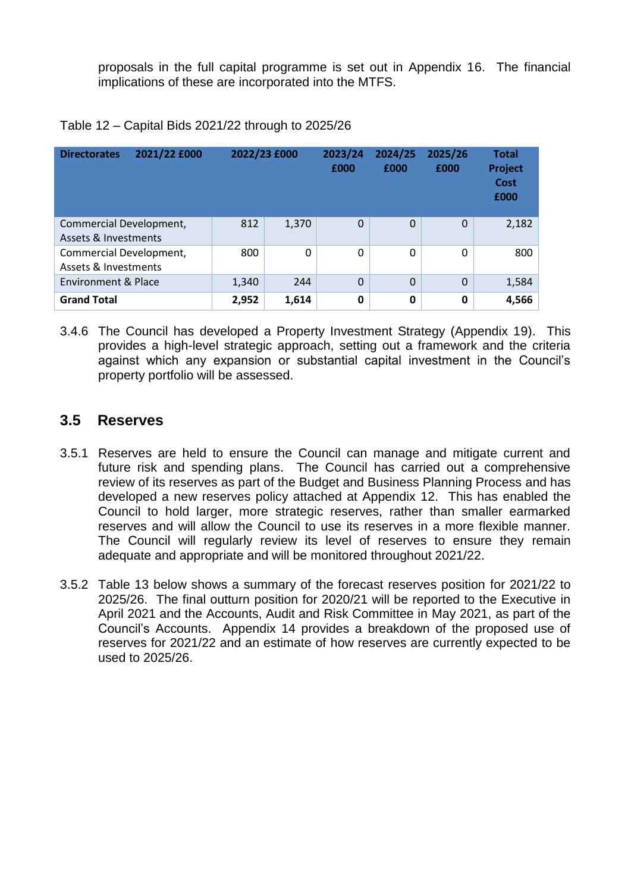proposals in the full capital programme is set out in Appendix 16. The financial implications of these are incorporated into the MTFS.

Table 12 – Capital Bids 2021/22 through to 2025/26

| Directorates | 2021/22 £000 | 2022/23 £000 | 2023/24 £000 | 2024/25 £000 | 2025/26 £000 | Total Project Cost £000 |
|---|---|---|---|---|---|---|
| Commercial Development, Assets & Investments | 812 | 1,370 | 0 | 0 | 0 | 2,182 |
| Commercial Development, Assets & Investments | 800 | 0 | 0 | 0 | 0 | 800 |
| Environment & Place | 1,340 | 244 | 0 | 0 | 0 | 1,584 |
| **Grand Total** | **2,952** | **1,614** | **0** | **0** | **0** | **4,566** |

3.4.6 The Council has developed a Property Investment Strategy (Appendix 19). This provides a high-level strategic approach, setting out a framework and the criteria against which any expansion or substantial capital investment in the Council's property portfolio will be assessed.

## 3.5 Reserves

3.5.1 Reserves are held to ensure the Council can manage and mitigate current and future risk and spending plans. The Council has carried out a comprehensive review of its reserves as part of the Budget and Business Planning Process and has developed a new reserves policy attached at Appendix 12. This has enabled the Council to hold larger, more strategic reserves, rather than smaller earmarked reserves and will allow the Council to use its reserves in a more flexible manner. The Council will regularly review its level of reserves to ensure they remain adequate and appropriate and will be monitored throughout 2021/22.

3.5.2 Table 13 below shows a summary of the forecast reserves position for 2021/22 to 2025/26. The final outturn position for 2020/21 will be reported to the Executive in April 2021 and the Accounts, Audit and Risk Committee in May 2021, as part of the Council's Accounts. Appendix 14 provides a breakdown of the proposed use of reserves for 2021/22 and an estimate of how reserves are currently expected to be used to 2025/26.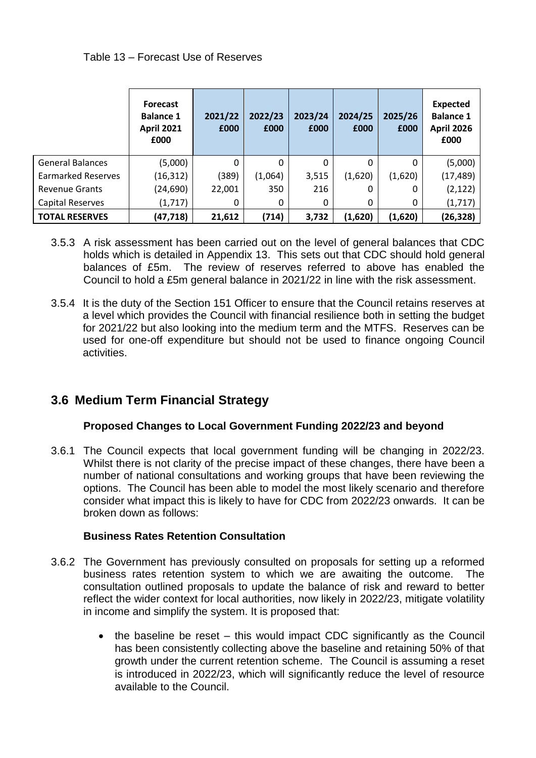Table 13 – Forecast Use of Reserves

| | Forecast Balance 1 April 2021 £000 | 2021/22 £000 | 2022/23 £000 | 2023/24 £000 | 2024/25 £000 | 2025/26 £000 | Expected Balance 1 April 2026 £000 |
|---|---|---|---|---|---|---|---|
| General Balances | (5,000) | 0 | 0 | 0 | 0 | 0 | (5,000) |
| Earmarked Reserves | (16,312) | (389) | (1,064) | 3,515 | (1,620) | (1,620) | (17,489) |
| Revenue Grants | (24,690) | 22,001 | 350 | 216 | 0 | 0 | (2,122) |
| Capital Reserves | (1,717) | 0 | 0 | 0 | 0 | 0 | (1,717) |
| **TOTAL RESERVES** | **(47,718)** | **21,612** | **(714)** | **3,732** | **(1,620)** | **(1,620)** | **(26,328)** |

3.5.3 A risk assessment has been carried out on the level of general balances that CDC holds which is detailed in Appendix 13. This sets out that CDC should hold general balances of £5m. The review of reserves referred to above has enabled the Council to hold a £5m general balance in 2021/22 in line with the risk assessment.

3.5.4 It is the duty of the Section 151 Officer to ensure that the Council retains reserves at a level which provides the Council with financial resilience both in setting the budget for 2021/22 but also looking into the medium term and the MTFS. Reserves can be used for one-off expenditure but should not be used to finance ongoing Council activities.

## 3.6 Medium Term Financial Strategy

**Proposed Changes to Local Government Funding 2022/23 and beyond**

3.6.1 The Council expects that local government funding will be changing in 2022/23. Whilst there is not clarity of the precise impact of these changes, there have been a number of national consultations and working groups that have been reviewing the options. The Council has been able to model the most likely scenario and therefore consider what impact this is likely to have for CDC from 2022/23 onwards. It can be broken down as follows:

**Business Rates Retention Consultation**

3.6.2 The Government has previously consulted on proposals for setting up a reformed business rates retention system to which we are awaiting the outcome. The consultation outlined proposals to update the balance of risk and reward to better reflect the wider context for local authorities, now likely in 2022/23, mitigate volatility in income and simplify the system. It is proposed that:

- the baseline be reset – this would impact CDC significantly as the Council has been consistently collecting above the baseline and retaining 50% of that growth under the current retention scheme. The Council is assuming a reset is introduced in 2022/23, which will significantly reduce the level of resource available to the Council.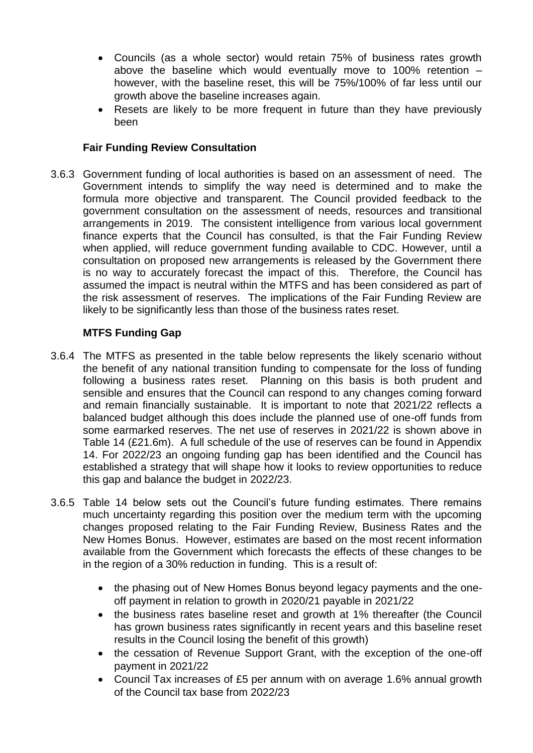- Councils (as a whole sector) would retain 75% of business rates growth above the baseline which would eventually move to 100% retention – however, with the baseline reset, this will be 75%/100% of far less until our growth above the baseline increases again.
- Resets are likely to be more frequent in future than they have previously been

**Fair Funding Review Consultation**

3.6.3 Government funding of local authorities is based on an assessment of need. The Government intends to simplify the way need is determined and to make the formula more objective and transparent. The Council provided feedback to the government consultation on the assessment of needs, resources and transitional arrangements in 2019. The consistent intelligence from various local government finance experts that the Council has consulted, is that the Fair Funding Review when applied, will reduce government funding available to CDC. However, until a consultation on proposed new arrangements is released by the Government there is no way to accurately forecast the impact of this. Therefore, the Council has assumed the impact is neutral within the MTFS and has been considered as part of the risk assessment of reserves. The implications of the Fair Funding Review are likely to be significantly less than those of the business rates reset.

**MTFS Funding Gap**

3.6.4 The MTFS as presented in the table below represents the likely scenario without the benefit of any national transition funding to compensate for the loss of funding following a business rates reset. Planning on this basis is both prudent and sensible and ensures that the Council can respond to any changes coming forward and remain financially sustainable. It is important to note that 2021/22 reflects a balanced budget although this does include the planned use of one-off funds from some earmarked reserves. The net use of reserves in 2021/22 is shown above in Table 14 (£21.6m). A full schedule of the use of reserves can be found in Appendix 14. For 2022/23 an ongoing funding gap has been identified and the Council has established a strategy that will shape how it looks to review opportunities to reduce this gap and balance the budget in 2022/23.

3.6.5 Table 14 below sets out the Council's future funding estimates. There remains much uncertainty regarding this position over the medium term with the upcoming changes proposed relating to the Fair Funding Review, Business Rates and the New Homes Bonus. However, estimates are based on the most recent information available from the Government which forecasts the effects of these changes to be in the region of a 30% reduction in funding. This is a result of:

- the phasing out of New Homes Bonus beyond legacy payments and the one-off payment in relation to growth in 2020/21 payable in 2021/22
- the business rates baseline reset and growth at 1% thereafter (the Council has grown business rates significantly in recent years and this baseline reset results in the Council losing the benefit of this growth)
- the cessation of Revenue Support Grant, with the exception of the one-off payment in 2021/22
- Council Tax increases of £5 per annum with on average 1.6% annual growth of the Council tax base from 2022/23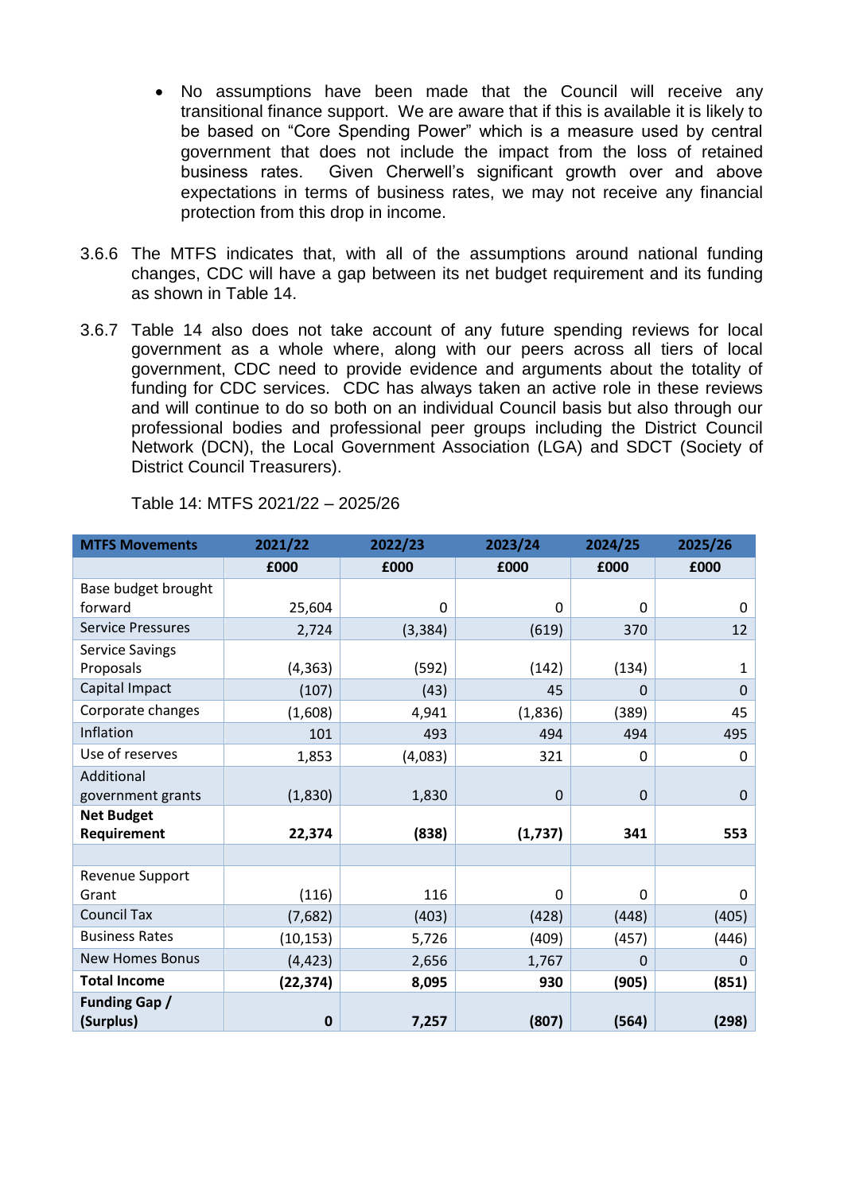- No assumptions have been made that the Council will receive any transitional finance support. We are aware that if this is available it is likely to be based on "Core Spending Power" which is a measure used by central government that does not include the impact from the loss of retained business rates. Given Cherwell's significant growth over and above expectations in terms of business rates, we may not receive any financial protection from this drop in income.

3.6.6 The MTFS indicates that, with all of the assumptions around national funding changes, CDC will have a gap between its net budget requirement and its funding as shown in Table 14.

3.6.7 Table 14 also does not take account of any future spending reviews for local government as a whole where, along with our peers across all tiers of local government, CDC need to provide evidence and arguments about the totality of funding for CDC services. CDC has always taken an active role in these reviews and will continue to do so both on an individual Council basis but also through our professional bodies and professional peer groups including the District Council Network (DCN), the Local Government Association (LGA) and SDCT (Society of District Council Treasurers).

Table 14: MTFS 2021/22 – 2025/26

| MTFS Movements | 2021/22 | 2022/23 | 2023/24 | 2024/25 | 2025/26 |
|---|---|---|---|---|---|
| | £000 | £000 | £000 | £000 | £000 |
| Base budget brought forward | 25,604 | 0 | 0 | 0 | 0 |
| Service Pressures | 2,724 | (3,384) | (619) | 370 | 12 |
| Service Savings Proposals | (4,363) | (592) | (142) | (134) | 1 |
| Capital Impact | (107) | (43) | 45 | 0 | 0 |
| Corporate changes | (1,608) | 4,941 | (1,836) | (389) | 45 |
| Inflation | 101 | 493 | 494 | 494 | 495 |
| Use of reserves | 1,853 | (4,083) | 321 | 0 | 0 |
| Additional government grants | (1,830) | 1,830 | 0 | 0 | 0 |
| **Net Budget Requirement** | **22,374** | **(838)** | **(1,737)** | **341** | **553** |
| | | | | | |
| Revenue Support Grant | (116) | 116 | 0 | 0 | 0 |
| Council Tax | (7,682) | (403) | (428) | (448) | (405) |
| Business Rates | (10,153) | 5,726 | (409) | (457) | (446) |
| New Homes Bonus | (4,423) | 2,656 | 1,767 | 0 | 0 |
| **Total Income** | **(22,374)** | **8,095** | **930** | **(905)** | **(851)** |
| **Funding Gap / (Surplus)** | **0** | **7,257** | **(807)** | **(564)** | **(298)** |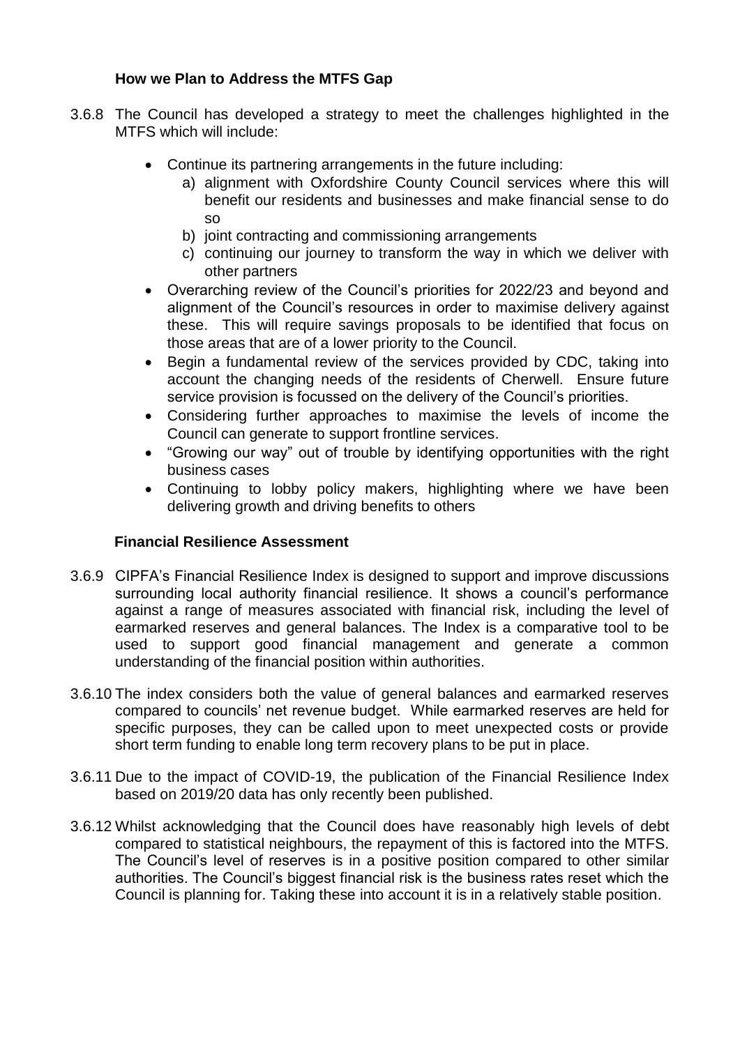### How we Plan to Address the MTFS Gap

3.6.8 The Council has developed a strategy to meet the challenges highlighted in the MTFS which will include:

- Continue its partnering arrangements in the future including:
  a) alignment with Oxfordshire County Council services where this will benefit our residents and businesses and make financial sense to do so
  b) joint contracting and commissioning arrangements
  c) continuing our journey to transform the way in which we deliver with other partners
- Overarching review of the Council's priorities for 2022/23 and beyond and alignment of the Council's resources in order to maximise delivery against these. This will require savings proposals to be identified that focus on those areas that are of a lower priority to the Council.
- Begin a fundamental review of the services provided by CDC, taking into account the changing needs of the residents of Cherwell. Ensure future service provision is focussed on the delivery of the Council's priorities.
- Considering further approaches to maximise the levels of income the Council can generate to support frontline services.
- "Growing our way" out of trouble by identifying opportunities with the right business cases
- Continuing to lobby policy makers, highlighting where we have been delivering growth and driving benefits to others

### Financial Resilience Assessment

3.6.9 CIPFA's Financial Resilience Index is designed to support and improve discussions surrounding local authority financial resilience. It shows a council's performance against a range of measures associated with financial risk, including the level of earmarked reserves and general balances. The Index is a comparative tool to be used to support good financial management and generate a common understanding of the financial position within authorities.

3.6.10 The index considers both the value of general balances and earmarked reserves compared to councils' net revenue budget. While earmarked reserves are held for specific purposes, they can be called upon to meet unexpected costs or provide short term funding to enable long term recovery plans to be put in place.

3.6.11 Due to the impact of COVID-19, the publication of the Financial Resilience Index based on 2019/20 data has only recently been published.

3.6.12 Whilst acknowledging that the Council does have reasonably high levels of debt compared to statistical neighbours, the repayment of this is factored into the MTFS. The Council's level of reserves is in a positive position compared to other similar authorities. The Council's biggest financial risk is the business rates reset which the Council is planning for. Taking these into account it is in a relatively stable position.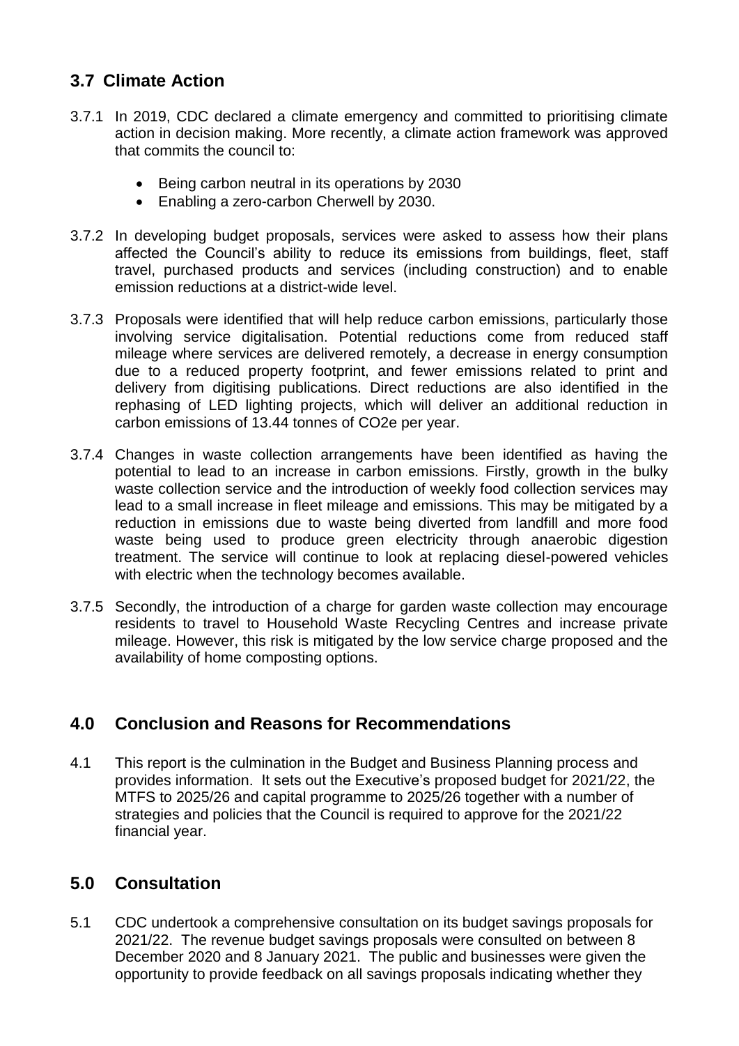## 3.7 Climate Action

3.7.1 In 2019, CDC declared a climate emergency and committed to prioritising climate action in decision making. More recently, a climate action framework was approved that commits the council to:

- Being carbon neutral in its operations by 2030
- Enabling a zero-carbon Cherwell by 2030.

3.7.2 In developing budget proposals, services were asked to assess how their plans affected the Council's ability to reduce its emissions from buildings, fleet, staff travel, purchased products and services (including construction) and to enable emission reductions at a district-wide level.

3.7.3 Proposals were identified that will help reduce carbon emissions, particularly those involving service digitalisation. Potential reductions come from reduced staff mileage where services are delivered remotely, a decrease in energy consumption due to a reduced property footprint, and fewer emissions related to print and delivery from digitising publications. Direct reductions are also identified in the rephasing of LED lighting projects, which will deliver an additional reduction in carbon emissions of 13.44 tonnes of $CO_2e$ per year.

3.7.4 Changes in waste collection arrangements have been identified as having the potential to lead to an increase in carbon emissions. Firstly, growth in the bulky waste collection service and the introduction of weekly food collection services may lead to a small increase in fleet mileage and emissions. This may be mitigated by a reduction in emissions due to waste being diverted from landfill and more food waste being used to produce green electricity through anaerobic digestion treatment. The service will continue to look at replacing diesel-powered vehicles with electric when the technology becomes available.

3.7.5 Secondly, the introduction of a charge for garden waste collection may encourage residents to travel to Household Waste Recycling Centres and increase private mileage. However, this risk is mitigated by the low service charge proposed and the availability of home composting options.

## 4.0 Conclusion and Reasons for Recommendations

4.1 This report is the culmination in the Budget and Business Planning process and provides information. It sets out the Executive's proposed budget for 2021/22, the MTFS to 2025/26 and capital programme to 2025/26 together with a number of strategies and policies that the Council is required to approve for the 2021/22 financial year.

## 5.0 Consultation

5.1 CDC undertook a comprehensive consultation on its budget savings proposals for 2021/22. The revenue budget savings proposals were consulted on between 8 December 2020 and 8 January 2021. The public and businesses were given the opportunity to provide feedback on all savings proposals indicating whether they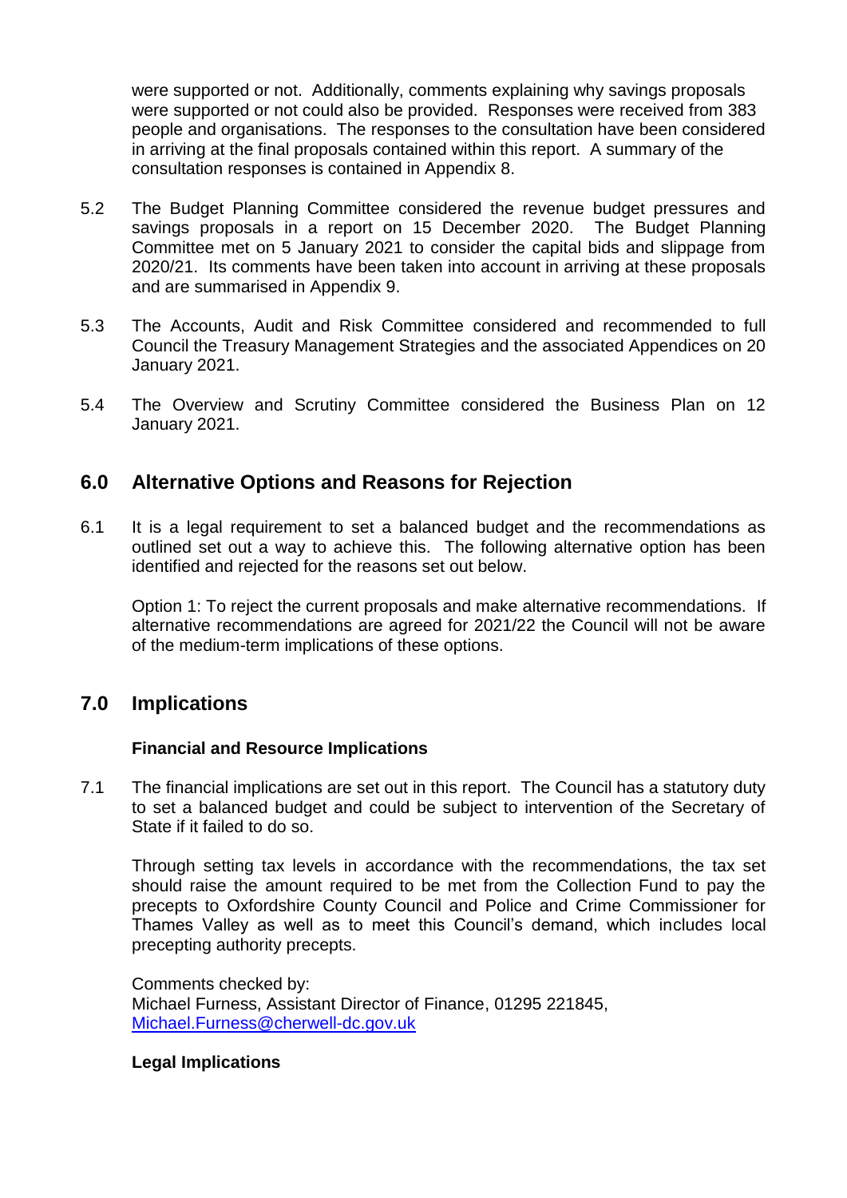were supported or not. Additionally, comments explaining why savings proposals were supported or not could also be provided. Responses were received from 383 people and organisations. The responses to the consultation have been considered in arriving at the final proposals contained within this report. A summary of the consultation responses is contained in Appendix 8.

5.2 The Budget Planning Committee considered the revenue budget pressures and savings proposals in a report on 15 December 2020. The Budget Planning Committee met on 5 January 2021 to consider the capital bids and slippage from 2020/21. Its comments have been taken into account in arriving at these proposals and are summarised in Appendix 9.

5.3 The Accounts, Audit and Risk Committee considered and recommended to full Council the Treasury Management Strategies and the associated Appendices on 20 January 2021.

5.4 The Overview and Scrutiny Committee considered the Business Plan on 12 January 2021.

## 6.0 Alternative Options and Reasons for Rejection

6.1 It is a legal requirement to set a balanced budget and the recommendations as outlined set out a way to achieve this. The following alternative option has been identified and rejected for the reasons set out below.

Option 1: To reject the current proposals and make alternative recommendations. If alternative recommendations are agreed for 2021/22 the Council will not be aware of the medium-term implications of these options.

## 7.0 Implications

**Financial and Resource Implications**

7.1 The financial implications are set out in this report. The Council has a statutory duty to set a balanced budget and could be subject to intervention of the Secretary of State if it failed to do so.

Through setting tax levels in accordance with the recommendations, the tax set should raise the amount required to be met from the Collection Fund to pay the precepts to Oxfordshire County Council and Police and Crime Commissioner for Thames Valley as well as to meet this Council's demand, which includes local precepting authority precepts.

Comments checked by:
Michael Furness, Assistant Director of Finance, 01295 221845, Michael.Furness@cherwell-dc.gov.uk

**Legal Implications**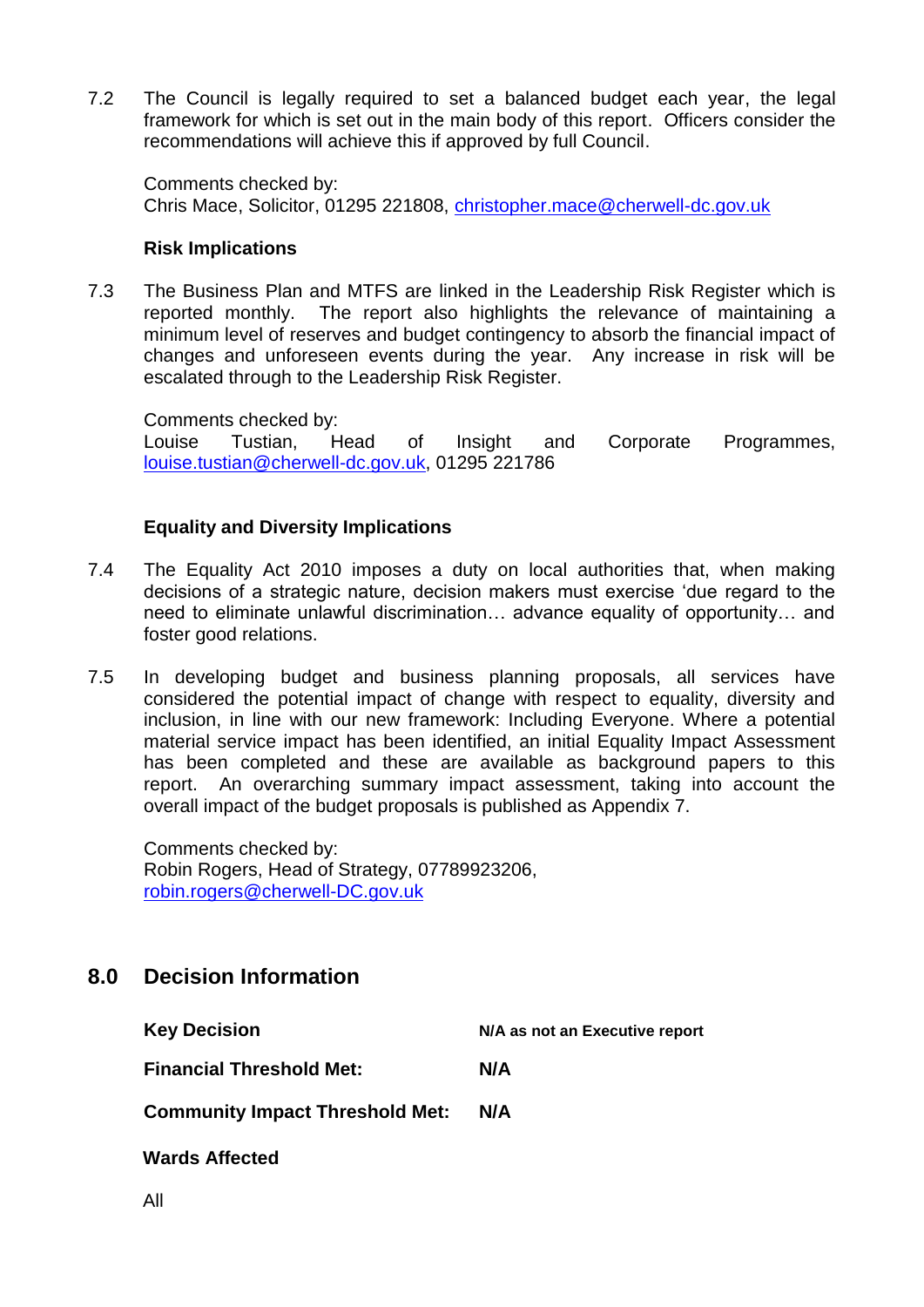7.2 The Council is legally required to set a balanced budget each year, the legal framework for which is set out in the main body of this report. Officers consider the recommendations will achieve this if approved by full Council.

Comments checked by:
Chris Mace, Solicitor, 01295 221808, christopher.mace@cherwell-dc.gov.uk

**Risk Implications**

7.3 The Business Plan and MTFS are linked in the Leadership Risk Register which is reported monthly. The report also highlights the relevance of maintaining a minimum level of reserves and budget contingency to absorb the financial impact of changes and unforeseen events during the year. Any increase in risk will be escalated through to the Leadership Risk Register.

Comments checked by:
Louise Tustian, Head of Insight and Corporate Programmes, louise.tustian@cherwell-dc.gov.uk, 01295 221786

**Equality and Diversity Implications**

7.4 The Equality Act 2010 imposes a duty on local authorities that, when making decisions of a strategic nature, decision makers must exercise 'due regard to the need to eliminate unlawful discrimination… advance equality of opportunity… and foster good relations.

7.5 In developing budget and business planning proposals, all services have considered the potential impact of change with respect to equality, diversity and inclusion, in line with our new framework: Including Everyone. Where a potential material service impact has been identified, an initial Equality Impact Assessment has been completed and these are available as background papers to this report. An overarching summary impact assessment, taking into account the overall impact of the budget proposals is published as Appendix 7.

Comments checked by:
Robin Rogers, Head of Strategy, 07789923206, robin.rogers@cherwell-DC.gov.uk

## 8.0 Decision Information

**Key Decision** — **N/A as not an Executive report**

**Financial Threshold Met:** — **N/A**

**Community Impact Threshold Met:** — **N/A**

**Wards Affected**

All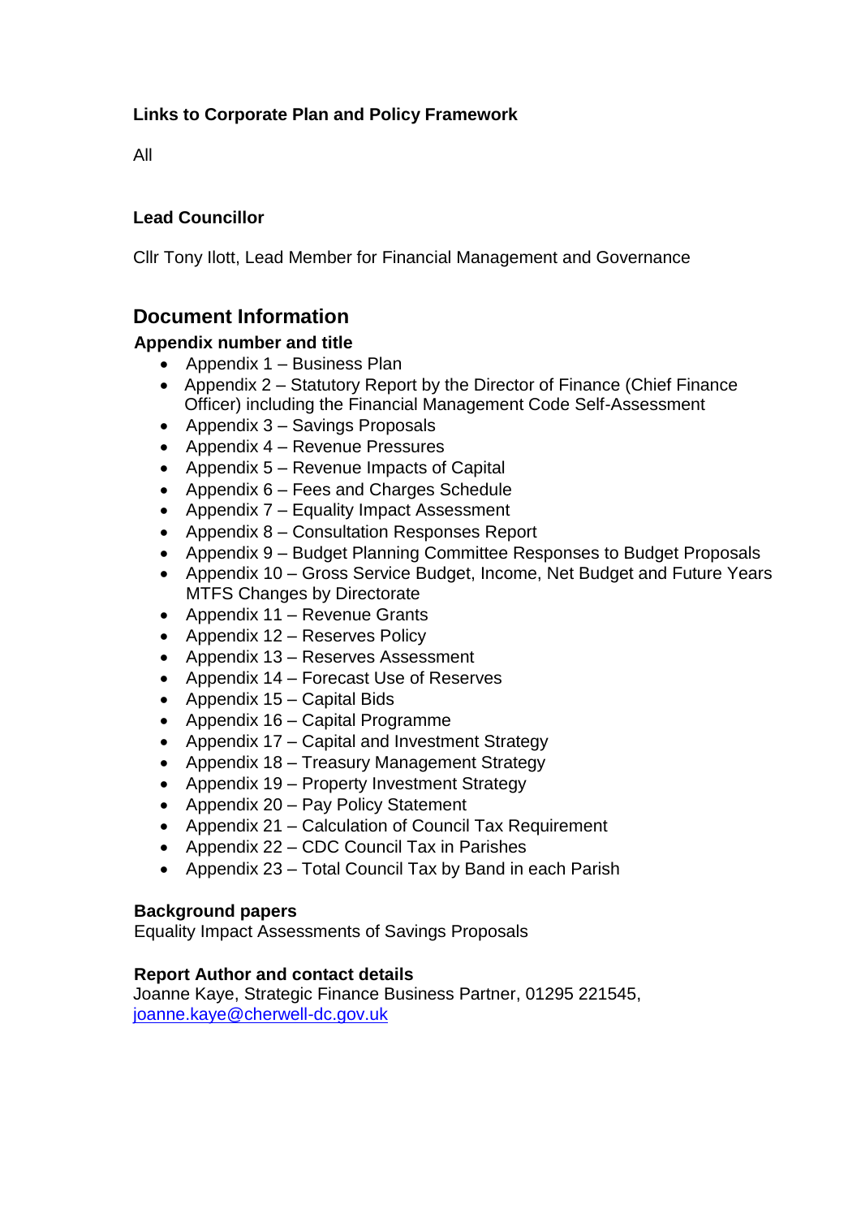**Links to Corporate Plan and Policy Framework**

All

**Lead Councillor**

Cllr Tony Ilott, Lead Member for Financial Management and Governance

## Document Information

**Appendix number and title**

- Appendix 1 – Business Plan
- Appendix 2 – Statutory Report by the Director of Finance (Chief Finance Officer) including the Financial Management Code Self-Assessment
- Appendix 3 – Savings Proposals
- Appendix 4 – Revenue Pressures
- Appendix 5 – Revenue Impacts of Capital
- Appendix 6 – Fees and Charges Schedule
- Appendix 7 – Equality Impact Assessment
- Appendix 8 – Consultation Responses Report
- Appendix 9 – Budget Planning Committee Responses to Budget Proposals
- Appendix 10 – Gross Service Budget, Income, Net Budget and Future Years MTFS Changes by Directorate
- Appendix 11 – Revenue Grants
- Appendix 12 – Reserves Policy
- Appendix 13 – Reserves Assessment
- Appendix 14 – Forecast Use of Reserves
- Appendix 15 – Capital Bids
- Appendix 16 – Capital Programme
- Appendix 17 – Capital and Investment Strategy
- Appendix 18 – Treasury Management Strategy
- Appendix 19 – Property Investment Strategy
- Appendix 20 – Pay Policy Statement
- Appendix 21 – Calculation of Council Tax Requirement
- Appendix 22 – CDC Council Tax in Parishes
- Appendix 23 – Total Council Tax by Band in each Parish

**Background papers**

Equality Impact Assessments of Savings Proposals

**Report Author and contact details**

Joanne Kaye, Strategic Finance Business Partner, 01295 221545, joanne.kaye@cherwell-dc.gov.uk